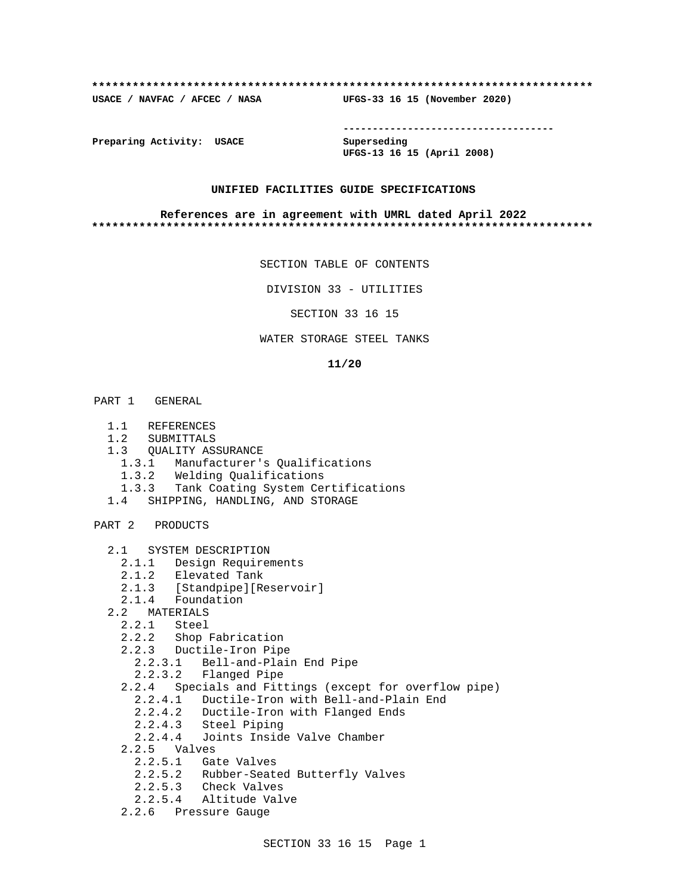**************************************************************************

**USACE / NAVFAC / AFCEC / NASA UFGS-33 16 15 (November 2020)**

-----------------------------------

**Preparing Activity: USACE**

**Superseding**
**UFGS-13 16 15 (April 2008)**

**UNIFIED FACILITIES GUIDE SPECIFICATIONS**

**References are in agreement with UMRL dated April 2022**

**************************************************************************

SECTION TABLE OF CONTENTS

DIVISION 33 - UTILITIES

SECTION 33 16 15

WATER STORAGE STEEL TANKS

**11/20**

PART 1 GENERAL

- 1.1 REFERENCES
- 1.2 SUBMITTALS
- 1.3 QUALITY ASSURANCE
  - 1.3.1 Manufacturer's Qualifications
  - 1.3.2 Welding Qualifications
  - 1.3.3 Tank Coating System Certifications
- 1.4 SHIPPING, HANDLING, AND STORAGE

PART 2 PRODUCTS

- 2.1 SYSTEM DESCRIPTION
  - 2.1.1 Design Requirements
  - 2.1.2 Elevated Tank
  - 2.1.3 [Standpipe][Reservoir]
  - 2.1.4 Foundation
- 2.2 MATERIALS
  - 2.2.1 Steel
  - 2.2.2 Shop Fabrication
  - 2.2.3 Ductile-Iron Pipe
    - 2.2.3.1 Bell-and-Plain End Pipe
    - 2.2.3.2 Flanged Pipe
  - 2.2.4 Specials and Fittings (except for overflow pipe)
    - 2.2.4.1 Ductile-Iron with Bell-and-Plain End
    - 2.2.4.2 Ductile-Iron with Flanged Ends
    - 2.2.4.3 Steel Piping
    - 2.2.4.4 Joints Inside Valve Chamber
  - 2.2.5 Valves
    - 2.2.5.1 Gate Valves
    - 2.2.5.2 Rubber-Seated Butterfly Valves
    - 2.2.5.3 Check Valves
    - 2.2.5.4 Altitude Valve
  - 2.2.6 Pressure Gauge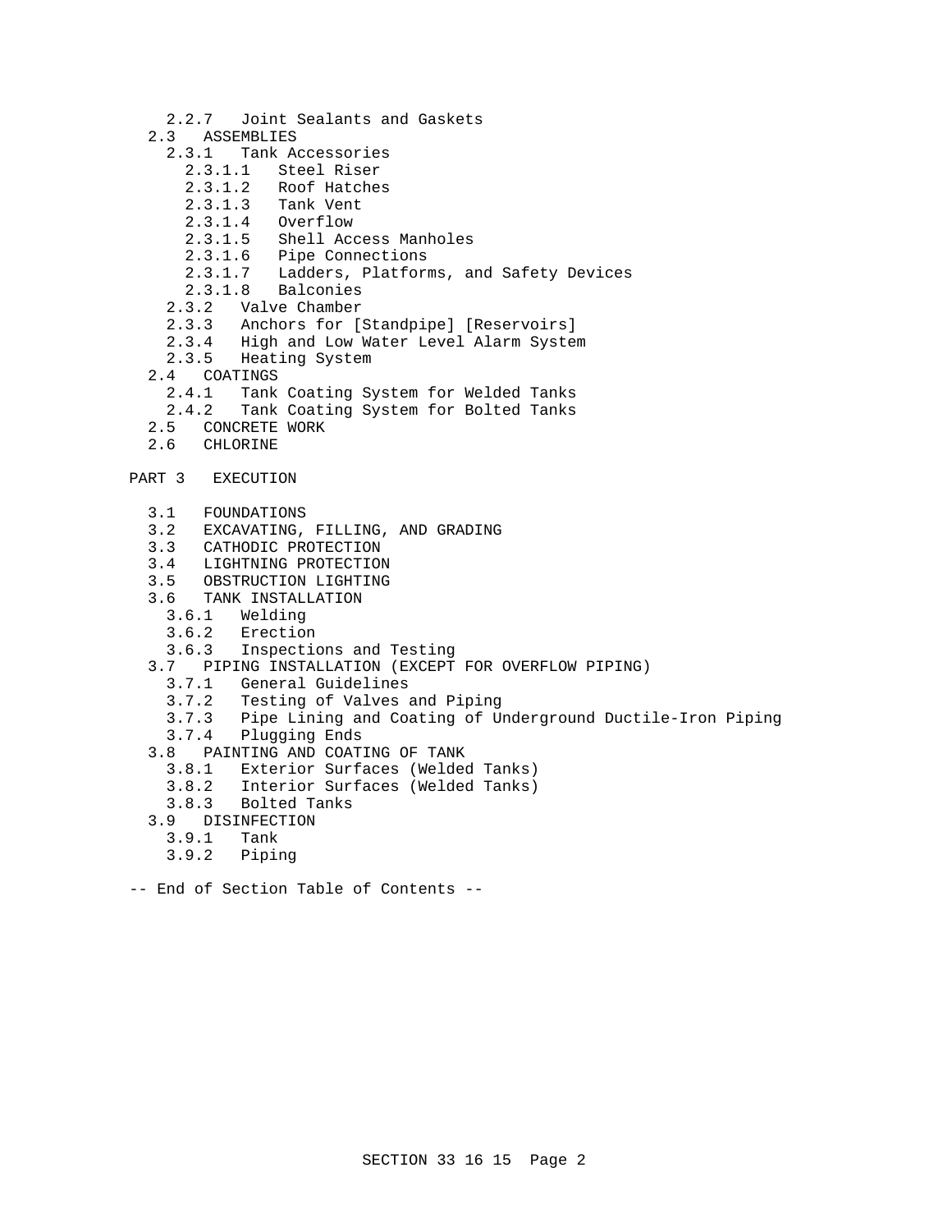- 2.2.7 Joint Sealants and Gaskets
- 2.3 ASSEMBLIES
  - 2.3.1 Tank Accessories
    - 2.3.1.1 Steel Riser
    - 2.3.1.2 Roof Hatches
    - 2.3.1.3 Tank Vent
    - 2.3.1.4 Overflow
    - 2.3.1.5 Shell Access Manholes
    - 2.3.1.6 Pipe Connections
    - 2.3.1.7 Ladders, Platforms, and Safety Devices
    - 2.3.1.8 Balconies
  - 2.3.2 Valve Chamber
  - 2.3.3 Anchors for [Standpipe] [Reservoirs]
  - 2.3.4 High and Low Water Level Alarm System
  - 2.3.5 Heating System
- 2.4 COATINGS
  - 2.4.1 Tank Coating System for Welded Tanks
  - 2.4.2 Tank Coating System for Bolted Tanks
- 2.5 CONCRETE WORK
- 2.6 CHLORINE

PART 3 EXECUTION

- 3.1 FOUNDATIONS
- 3.2 EXCAVATING, FILLING, AND GRADING
- 3.3 CATHODIC PROTECTION
- 3.4 LIGHTNING PROTECTION
- 3.5 OBSTRUCTION LIGHTING
- 3.6 TANK INSTALLATION
  - 3.6.1 Welding
  - 3.6.2 Erection
  - 3.6.3 Inspections and Testing
- 3.7 PIPING INSTALLATION (EXCEPT FOR OVERFLOW PIPING)
  - 3.7.1 General Guidelines
  - 3.7.2 Testing of Valves and Piping
  - 3.7.3 Pipe Lining and Coating of Underground Ductile-Iron Piping
  - 3.7.4 Plugging Ends
- 3.8 PAINTING AND COATING OF TANK
  - 3.8.1 Exterior Surfaces (Welded Tanks)
  - 3.8.2 Interior Surfaces (Welded Tanks)
  - 3.8.3 Bolted Tanks
- 3.9 DISINFECTION
  - 3.9.1 Tank
  - 3.9.2 Piping

-- End of Section Table of Contents --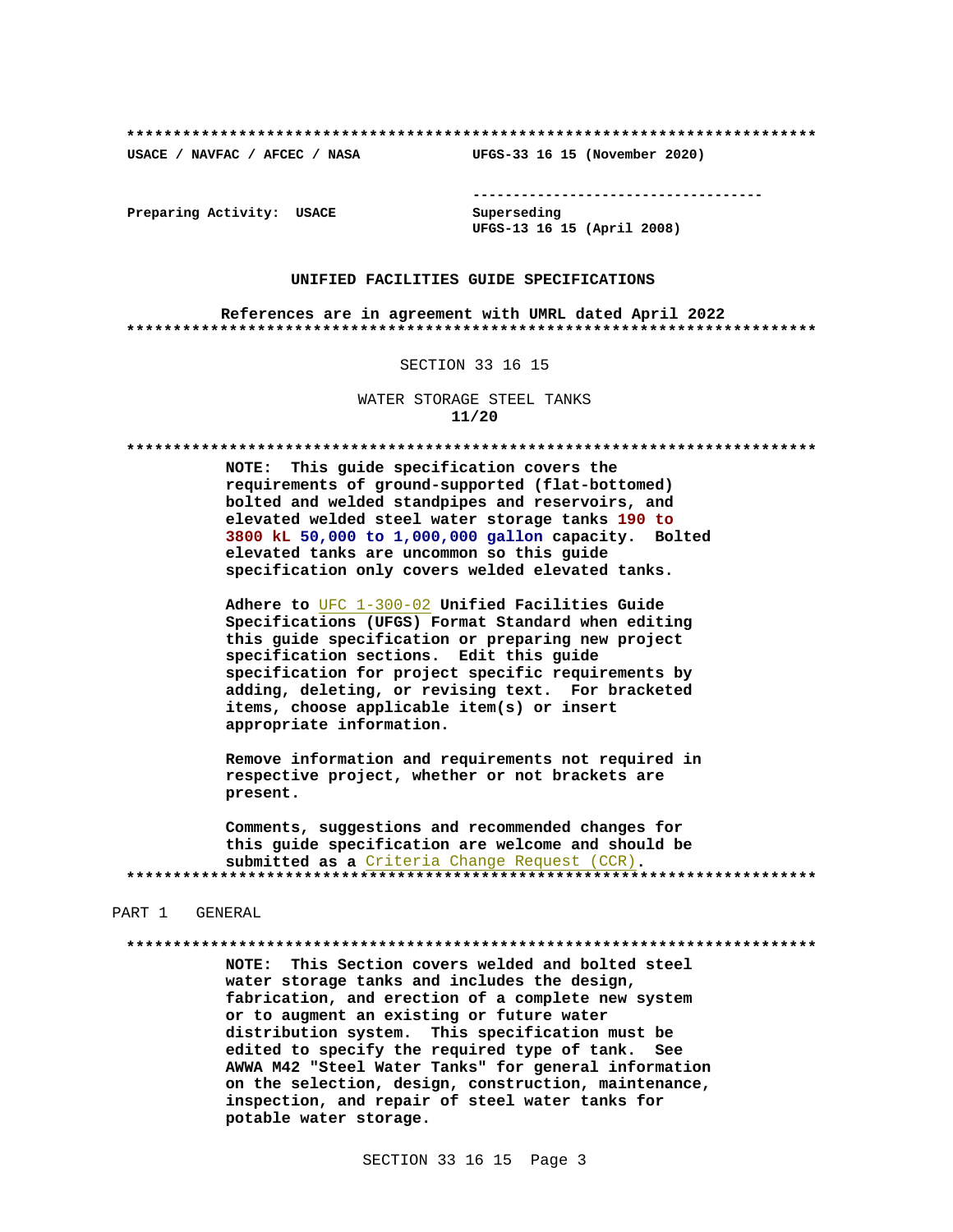**************************************************************************

USACE / NAVFAC / AFCEC / NASA UFGS-33 16 15 (November 2020)

-----------------------------------

Preparing Activity: USACE Superseding
UFGS-13 16 15 (April 2008)

UNIFIED FACILITIES GUIDE SPECIFICATIONS

References are in agreement with UMRL dated April 2022

**************************************************************************

SECTION 33 16 15

WATER STORAGE STEEL TANKS
**11/20**

**************************************************************************

**NOTE: This guide specification covers the requirements of ground-supported (flat-bottomed) bolted and welded standpipes and reservoirs, and elevated welded steel water storage tanks 190 to 3800 kL 50,000 to 1,000,000 gallon capacity. Bolted elevated tanks are uncommon so this guide specification only covers welded elevated tanks.**

**Adhere to** UFC 1-300-02 **Unified Facilities Guide Specifications (UFGS) Format Standard when editing this guide specification or preparing new project specification sections. Edit this guide specification for project specific requirements by adding, deleting, or revising text. For bracketed items, choose applicable item(s) or insert appropriate information.**

**Remove information and requirements not required in respective project, whether or not brackets are present.**

**Comments, suggestions and recommended changes for this guide specification are welcome and should be submitted as a** Criteria Change Request (CCR)**.**

**************************************************************************

## PART 1 GENERAL

**************************************************************************

**NOTE: This Section covers welded and bolted steel water storage tanks and includes the design, fabrication, and erection of a complete new system or to augment an existing or future water distribution system. This specification must be edited to specify the required type of tank. See AWWA M42 "Steel Water Tanks" for general information on the selection, design, construction, maintenance, inspection, and repair of steel water tanks for potable water storage.**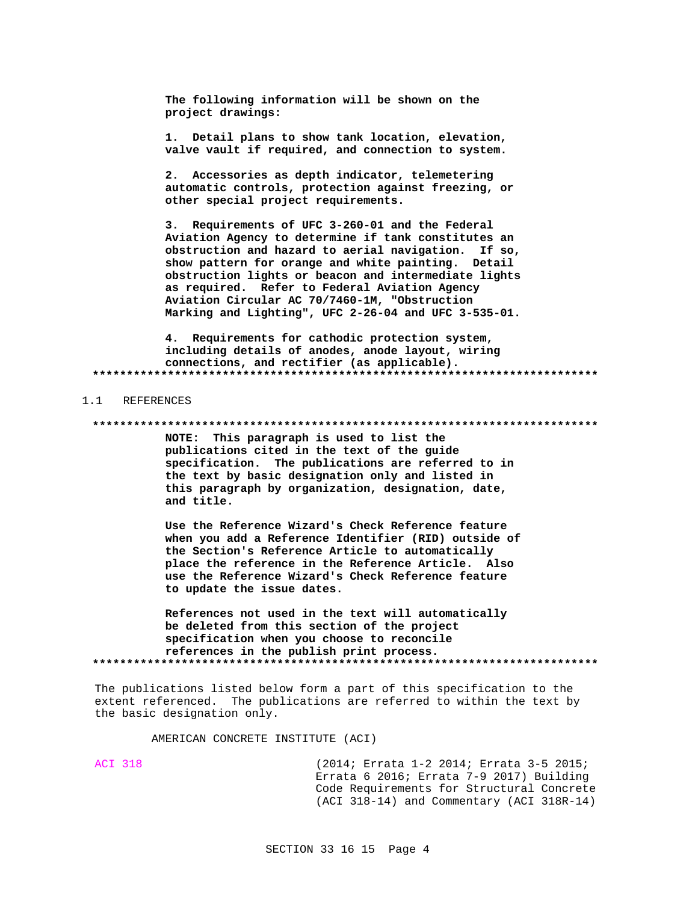**The following information will be shown on the project drawings:**

**1. Detail plans to show tank location, elevation, valve vault if required, and connection to system.**

**2. Accessories as depth indicator, telemetering automatic controls, protection against freezing, or other special project requirements.**

**3. Requirements of UFC 3-260-01 and the Federal Aviation Agency to determine if tank constitutes an obstruction and hazard to aerial navigation. If so, show pattern for orange and white painting. Detail obstruction lights or beacon and intermediate lights as required. Refer to Federal Aviation Agency Aviation Circular AC 70/7460-1M, "Obstruction Marking and Lighting", UFC 2-26-04 and UFC 3-535-01.**

**4. Requirements for cathodic protection system, including details of anodes, anode layout, wiring connections, and rectifier (as applicable).**

**************************************************************************

## 1.1 REFERENCES

**************************************************************************

**NOTE: This paragraph is used to list the publications cited in the text of the guide specification. The publications are referred to in the text by basic designation only and listed in this paragraph by organization, designation, date, and title.**

**Use the Reference Wizard's Check Reference feature when you add a Reference Identifier (RID) outside of the Section's Reference Article to automatically place the reference in the Reference Article. Also use the Reference Wizard's Check Reference feature to update the issue dates.**

**References not used in the text will automatically be deleted from this section of the project specification when you choose to reconcile references in the publish print process.**

**************************************************************************

The publications listed below form a part of this specification to the extent referenced. The publications are referred to within the text by the basic designation only.

AMERICAN CONCRETE INSTITUTE (ACI)

| | |
|---|---|
| ACI 318 | (2014; Errata 1-2 2014; Errata 3-5 2015; Errata 6 2016; Errata 7-9 2017) Building Code Requirements for Structural Concrete (ACI 318-14) and Commentary (ACI 318R-14) |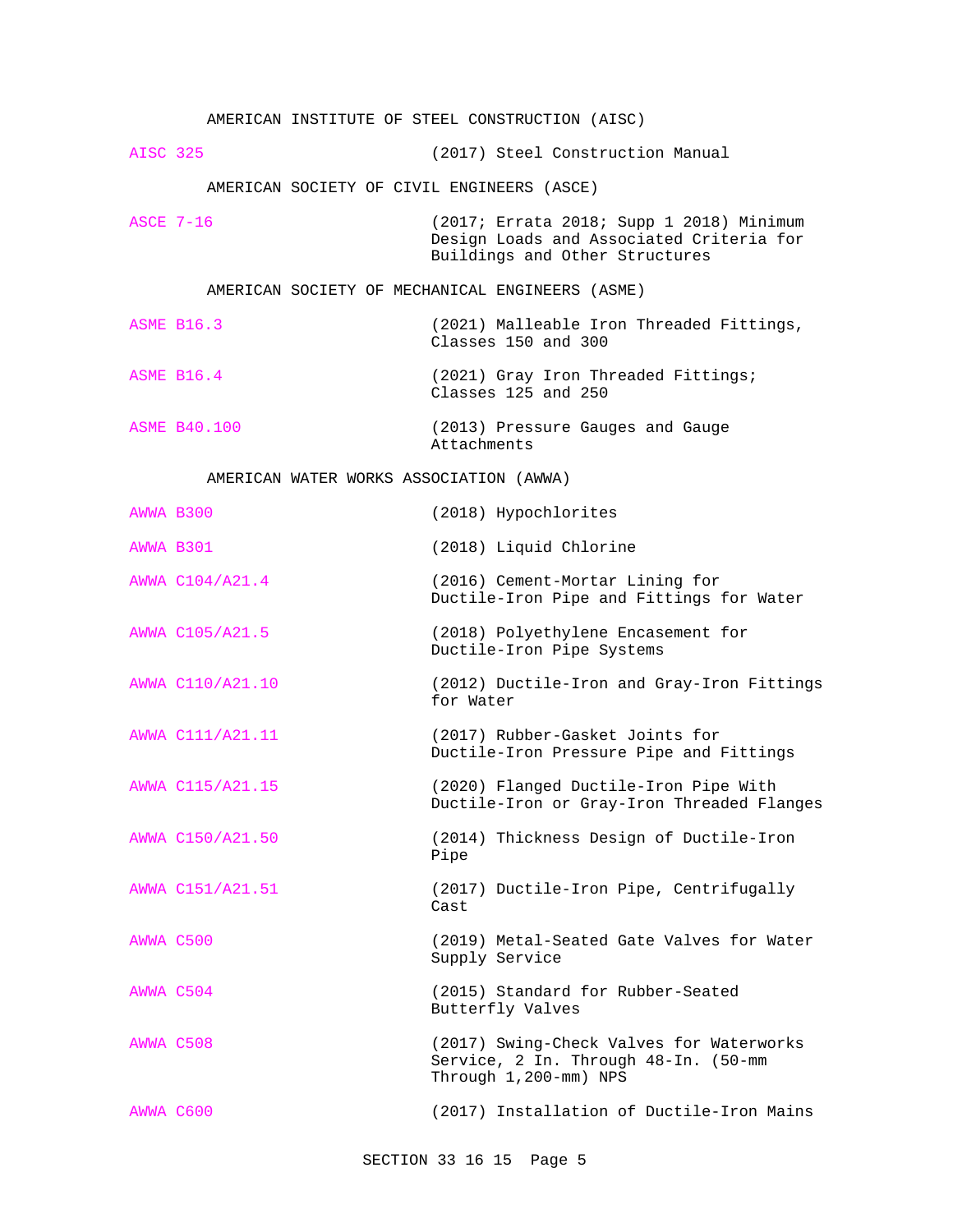AMERICAN INSTITUTE OF STEEL CONSTRUCTION (AISC)

AISC 325 (2017) Steel Construction Manual

AMERICAN SOCIETY OF CIVIL ENGINEERS (ASCE)

ASCE 7-16 (2017; Errata 2018; Supp 1 2018) Minimum Design Loads and Associated Criteria for Buildings and Other Structures

AMERICAN SOCIETY OF MECHANICAL ENGINEERS (ASME)

ASME B16.3 (2021) Malleable Iron Threaded Fittings, Classes 150 and 300

ASME B16.4 (2021) Gray Iron Threaded Fittings; Classes 125 and 250

ASME B40.100 (2013) Pressure Gauges and Gauge Attachments

AMERICAN WATER WORKS ASSOCIATION (AWWA)

AWWA B300 (2018) Hypochlorites

AWWA B301 (2018) Liquid Chlorine

AWWA C104/A21.4 (2016) Cement-Mortar Lining for Ductile-Iron Pipe and Fittings for Water

AWWA C105/A21.5 (2018) Polyethylene Encasement for Ductile-Iron Pipe Systems

AWWA C110/A21.10 (2012) Ductile-Iron and Gray-Iron Fittings for Water

AWWA C111/A21.11 (2017) Rubber-Gasket Joints for Ductile-Iron Pressure Pipe and Fittings

AWWA C115/A21.15 (2020) Flanged Ductile-Iron Pipe With Ductile-Iron or Gray-Iron Threaded Flanges

AWWA C150/A21.50 (2014) Thickness Design of Ductile-Iron Pipe

AWWA C151/A21.51 (2017) Ductile-Iron Pipe, Centrifugally Cast

AWWA C500 (2019) Metal-Seated Gate Valves for Water Supply Service

AWWA C504 (2015) Standard for Rubber-Seated Butterfly Valves

AWWA C508 (2017) Swing-Check Valves for Waterworks Service, 2 In. Through 48-In. (50-mm Through 1,200-mm) NPS

AWWA C600 (2017) Installation of Ductile-Iron Mains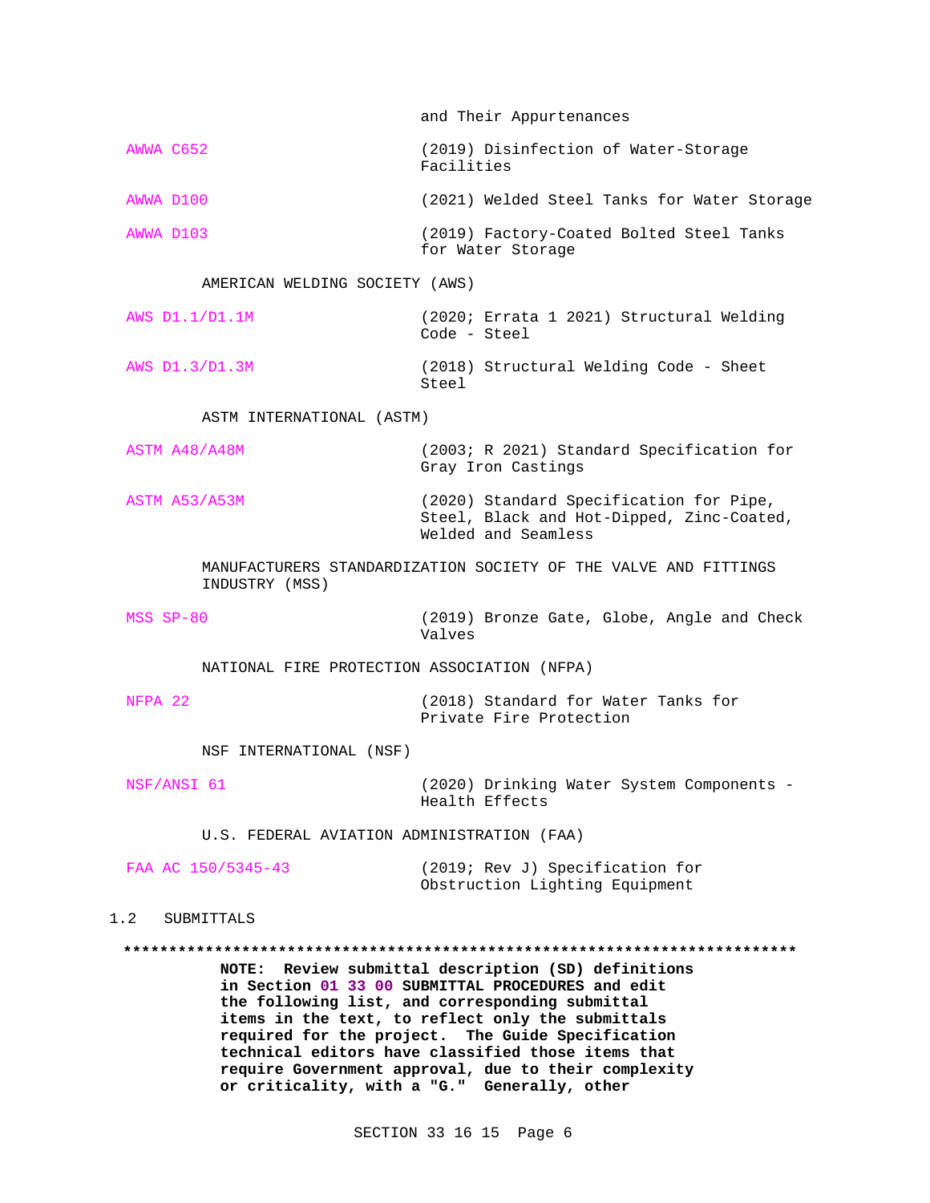and Their Appurtenances

AWWA C652 (2019) Disinfection of Water-Storage Facilities

AWWA D100 (2021) Welded Steel Tanks for Water Storage

AWWA D103 (2019) Factory-Coated Bolted Steel Tanks for Water Storage

AMERICAN WELDING SOCIETY (AWS)

AWS D1.1/D1.1M (2020; Errata 1 2021) Structural Welding Code - Steel

AWS D1.3/D1.3M (2018) Structural Welding Code - Sheet Steel

ASTM INTERNATIONAL (ASTM)

ASTM A48/A48M (2003; R 2021) Standard Specification for Gray Iron Castings

ASTM A53/A53M (2020) Standard Specification for Pipe, Steel, Black and Hot-Dipped, Zinc-Coated, Welded and Seamless

MANUFACTURERS STANDARDIZATION SOCIETY OF THE VALVE AND FITTINGS INDUSTRY (MSS)

MSS SP-80 (2019) Bronze Gate, Globe, Angle and Check Valves

NATIONAL FIRE PROTECTION ASSOCIATION (NFPA)

NFPA 22 (2018) Standard for Water Tanks for Private Fire Protection

NSF INTERNATIONAL (NSF)

NSF/ANSI 61 (2020) Drinking Water System Components - Health Effects

U.S. FEDERAL AVIATION ADMINISTRATION (FAA)

FAA AC 150/5345-43 (2019; Rev J) Specification for Obstruction Lighting Equipment

## 1.2 SUBMITTALS

**************************************************************************

**NOTE: Review submittal description (SD) definitions in Section 01 33 00 SUBMITTAL PROCEDURES and edit the following list, and corresponding submittal items in the text, to reflect only the submittals required for the project. The Guide Specification technical editors have classified those items that require Government approval, due to their complexity or criticality, with a "G." Generally, other**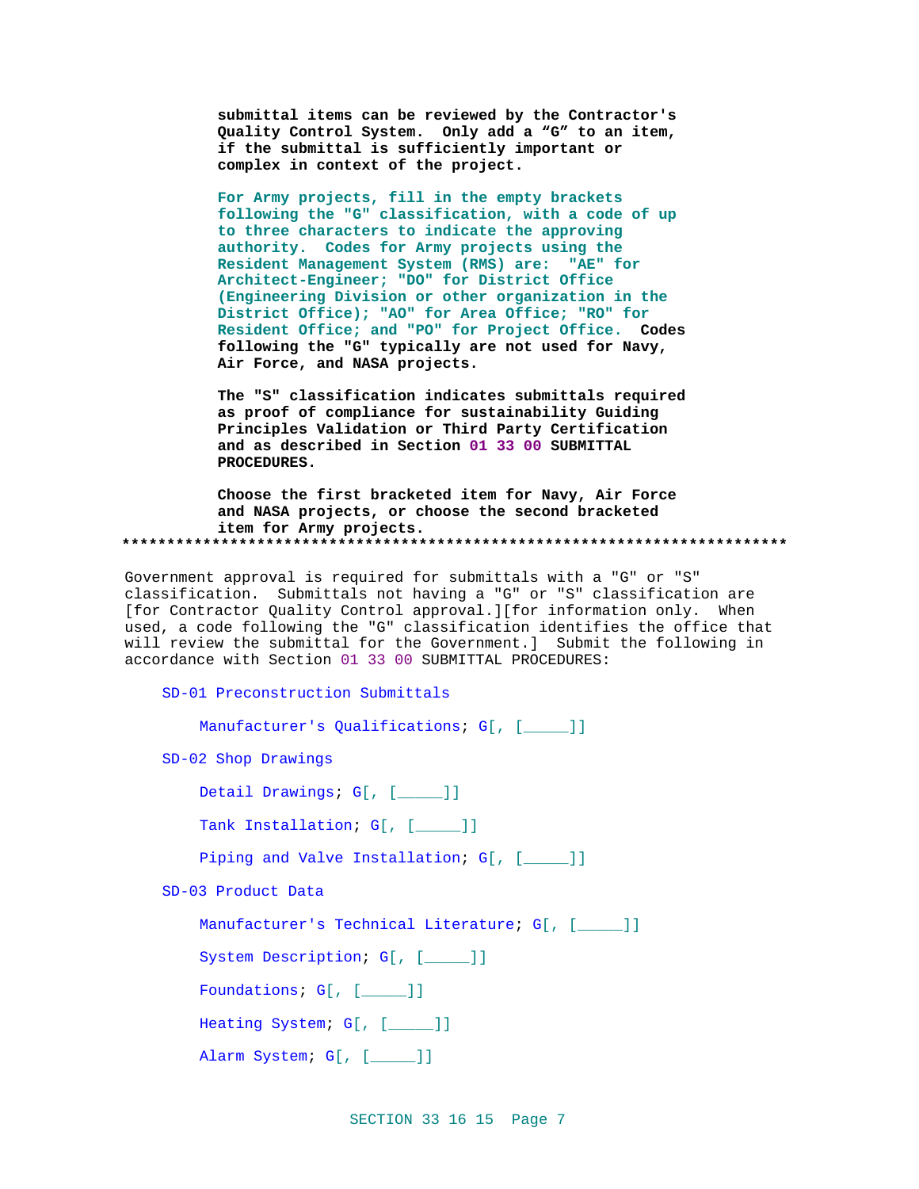submittal items can be reviewed by the Contractor's Quality Control System. Only add a "G" to an item, if the submittal is sufficiently important or complex in context of the project.

For Army projects, fill in the empty brackets following the "G" classification, with a code of up to three characters to indicate the approving authority. Codes for Army projects using the Resident Management System (RMS) are: "AE" for Architect-Engineer; "DO" for District Office (Engineering Division or other organization in the District Office); "AO" for Area Office; "RO" for Resident Office; and "PO" for Project Office. Codes following the "G" typically are not used for Navy, Air Force, and NASA projects.

The "S" classification indicates submittals required as proof of compliance for sustainability Guiding Principles Validation or Third Party Certification and as described in Section 01 33 00 SUBMITTAL PROCEDURES.

Choose the first bracketed item for Navy, Air Force and NASA projects, or choose the second bracketed item for Army projects.
**************************************************************************

Government approval is required for submittals with a "G" or "S" classification. Submittals not having a "G" or "S" classification are [for Contractor Quality Control approval.][for information only. When used, a code following the "G" classification identifies the office that will review the submittal for the Government.] Submit the following in accordance with Section 01 33 00 SUBMITTAL PROCEDURES:

SD-01 Preconstruction Submittals

Manufacturer's Qualifications; G[, [_____]]

SD-02 Shop Drawings

Detail Drawings; G[, [_____]]

Tank Installation; G[, [_____]]

Piping and Valve Installation; G[, [_____]]

SD-03 Product Data

Manufacturer's Technical Literature; G[, [_____]]

System Description; G[, [_____]]

Foundations; G[, [_____]]

Heating System; G[, [_____]]

Alarm System; G[, [_____]]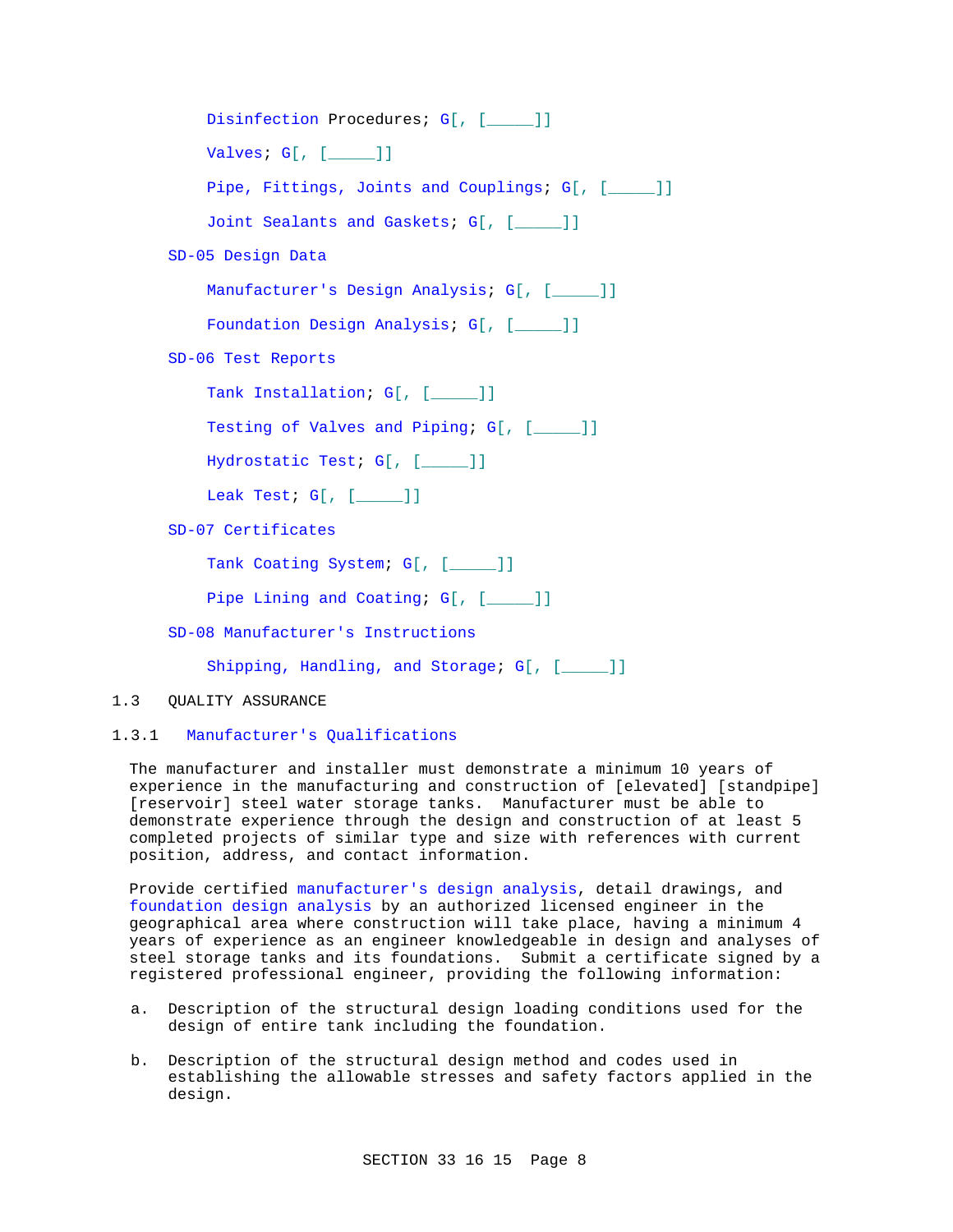Disinfection Procedures; G[, [_____]]

Valves; G[, [_____]]

Pipe, Fittings, Joints and Couplings; G[, [_____]]

Joint Sealants and Gaskets; G[, [_____]]

SD-05 Design Data

Manufacturer's Design Analysis; G[, [_____]]

Foundation Design Analysis; G[, [_____]]

SD-06 Test Reports

Tank Installation; G[, [_____]]

Testing of Valves and Piping; G[, [_____]]

Hydrostatic Test; G[, [_____]]

Leak Test; G[, [_____]]

SD-07 Certificates

Tank Coating System; G[, [_____]]

Pipe Lining and Coating; G[, [_____]]

SD-08 Manufacturer's Instructions

Shipping, Handling, and Storage; G[, [_____]]

## 1.3 QUALITY ASSURANCE

### 1.3.1 Manufacturer's Qualifications

The manufacturer and installer must demonstrate a minimum 10 years of experience in the manufacturing and construction of [elevated] [standpipe] [reservoir] steel water storage tanks. Manufacturer must be able to demonstrate experience through the design and construction of at least 5 completed projects of similar type and size with references with current position, address, and contact information.

Provide certified manufacturer's design analysis, detail drawings, and foundation design analysis by an authorized licensed engineer in the geographical area where construction will take place, having a minimum 4 years of experience as an engineer knowledgeable in design and analyses of steel storage tanks and its foundations. Submit a certificate signed by a registered professional engineer, providing the following information:

a. Description of the structural design loading conditions used for the design of entire tank including the foundation.

b. Description of the structural design method and codes used in establishing the allowable stresses and safety factors applied in the design.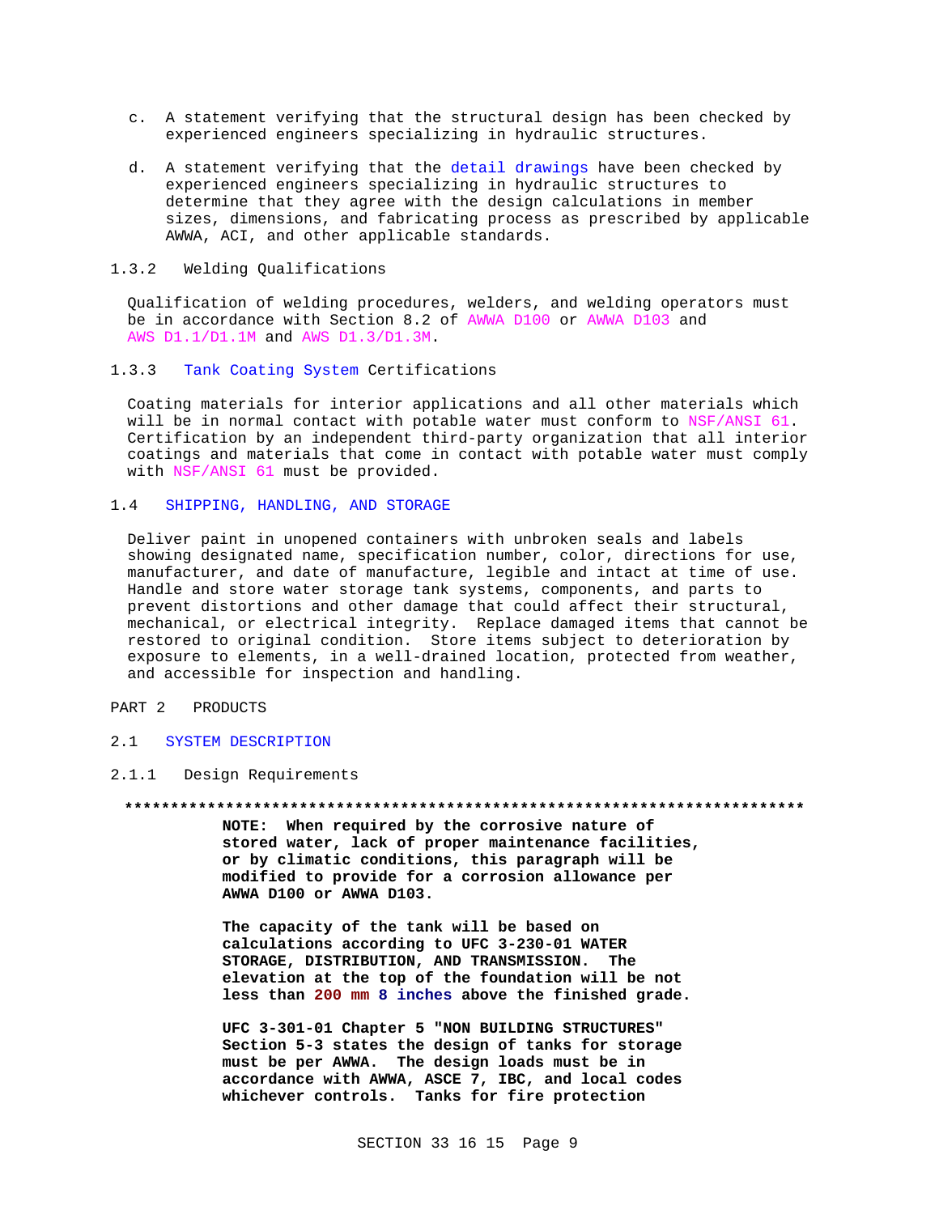c. A statement verifying that the structural design has been checked by experienced engineers specializing in hydraulic structures.

d. A statement verifying that the detail drawings have been checked by experienced engineers specializing in hydraulic structures to determine that they agree with the design calculations in member sizes, dimensions, and fabricating process as prescribed by applicable AWWA, ACI, and other applicable standards.

### 1.3.2 Welding Qualifications

Qualification of welding procedures, welders, and welding operators must be in accordance with Section 8.2 of AWWA D100 or AWWA D103 and AWS D1.1/D1.1M and AWS D1.3/D1.3M.

### 1.3.3 Tank Coating System Certifications

Coating materials for interior applications and all other materials which will be in normal contact with potable water must conform to NSF/ANSI 61. Certification by an independent third-party organization that all interior coatings and materials that come in contact with potable water must comply with NSF/ANSI 61 must be provided.

## 1.4 SHIPPING, HANDLING, AND STORAGE

Deliver paint in unopened containers with unbroken seals and labels showing designated name, specification number, color, directions for use, manufacturer, and date of manufacture, legible and intact at time of use. Handle and store water storage tank systems, components, and parts to prevent distortions and other damage that could affect their structural, mechanical, or electrical integrity. Replace damaged items that cannot be restored to original condition. Store items subject to deterioration by exposure to elements, in a well-drained location, protected from weather, and accessible for inspection and handling.

# PART 2 PRODUCTS

## 2.1 SYSTEM DESCRIPTION

### 2.1.1 Design Requirements

**************************************************************************

**NOTE: When required by the corrosive nature of stored water, lack of proper maintenance facilities, or by climatic conditions, this paragraph will be modified to provide for a corrosion allowance per AWWA D100 or AWWA D103.**

**The capacity of the tank will be based on calculations according to UFC 3-230-01 WATER STORAGE, DISTRIBUTION, AND TRANSMISSION. The elevation at the top of the foundation will be not less than 200 mm 8 inches above the finished grade.**

**UFC 3-301-01 Chapter 5 "NON BUILDING STRUCTURES" Section 5-3 states the design of tanks for storage must be per AWWA. The design loads must be in accordance with AWWA, ASCE 7, IBC, and local codes whichever controls. Tanks for fire protection**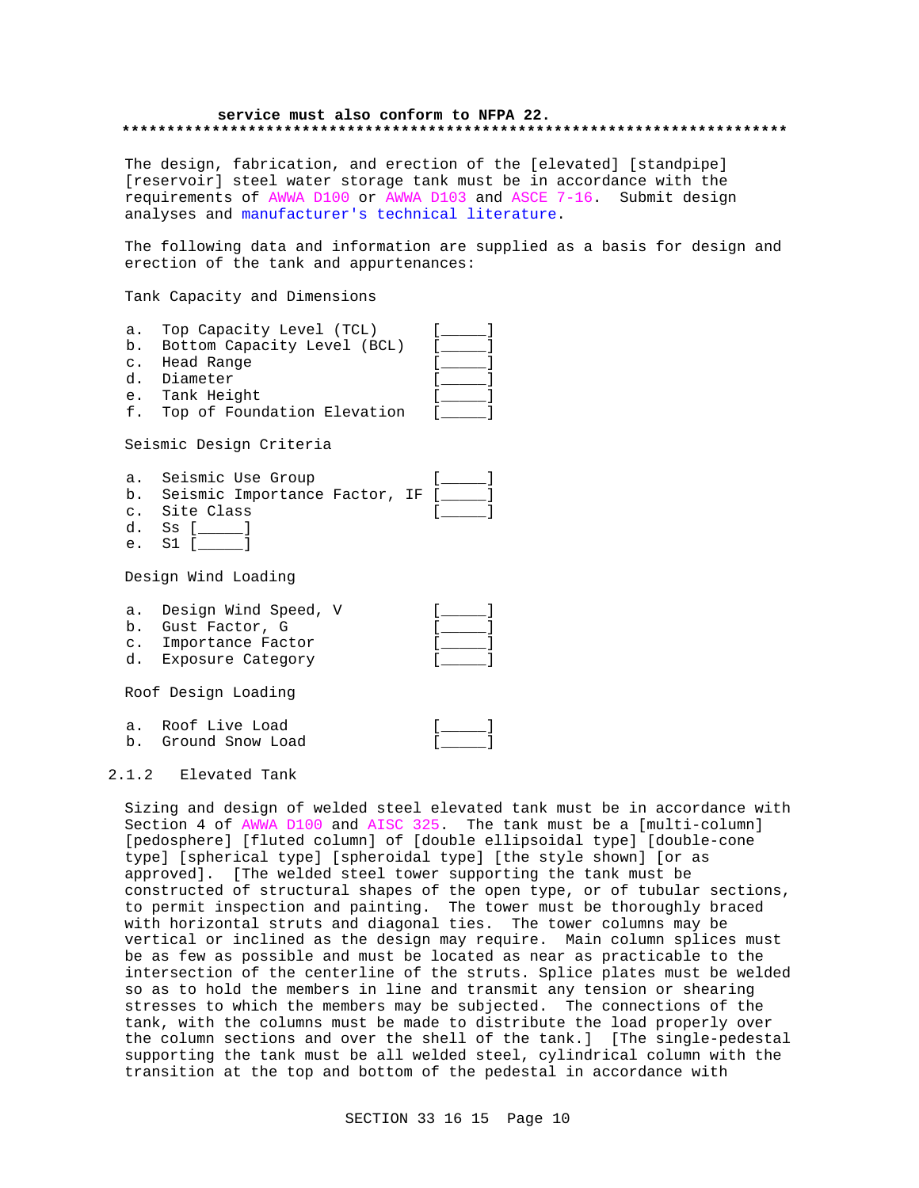service must also conform to NFPA 22.
**************************************************************************

The design, fabrication, and erection of the [elevated] [standpipe] [reservoir] steel water storage tank must be in accordance with the requirements of AWWA D100 or AWWA D103 and ASCE 7-16. Submit design analyses and manufacturer's technical literature.

The following data and information are supplied as a basis for design and erection of the tank and appurtenances:

Tank Capacity and Dimensions

a. Top Capacity Level (TCL) [_____]
b. Bottom Capacity Level (BCL) [_____]
c. Head Range [_____]
d. Diameter [_____]
e. Tank Height [_____]
f. Top of Foundation Elevation [_____]

Seismic Design Criteria

a. Seismic Use Group [_____]
b. Seismic Importance Factor, IF [_____]
c. Site Class [_____]
d. Ss [_____]
e. S1 [_____]

Design Wind Loading

a. Design Wind Speed, V [_____]
b. Gust Factor, G [_____]
c. Importance Factor [_____]
d. Exposure Category [_____]

Roof Design Loading

a. Roof Live Load [_____]
b. Ground Snow Load [_____]

### 2.1.2 Elevated Tank

Sizing and design of welded steel elevated tank must be in accordance with Section 4 of AWWA D100 and AISC 325. The tank must be a [multi-column] [pedosphere] [fluted column] of [double ellipsoidal type] [double-cone type] [spherical type] [spheroidal type] [the style shown] [or as approved]. [The welded steel tower supporting the tank must be constructed of structural shapes of the open type, or of tubular sections, to permit inspection and painting. The tower must be thoroughly braced with horizontal struts and diagonal ties. The tower columns may be vertical or inclined as the design may require. Main column splices must be as few as possible and must be located as near as practicable to the intersection of the centerline of the struts. Splice plates must be welded so as to hold the members in line and transmit any tension or shearing stresses to which the members may be subjected. The connections of the tank, with the columns must be made to distribute the load properly over the column sections and over the shell of the tank.] [The single-pedestal supporting the tank must be all welded steel, cylindrical column with the transition at the top and bottom of the pedestal in accordance with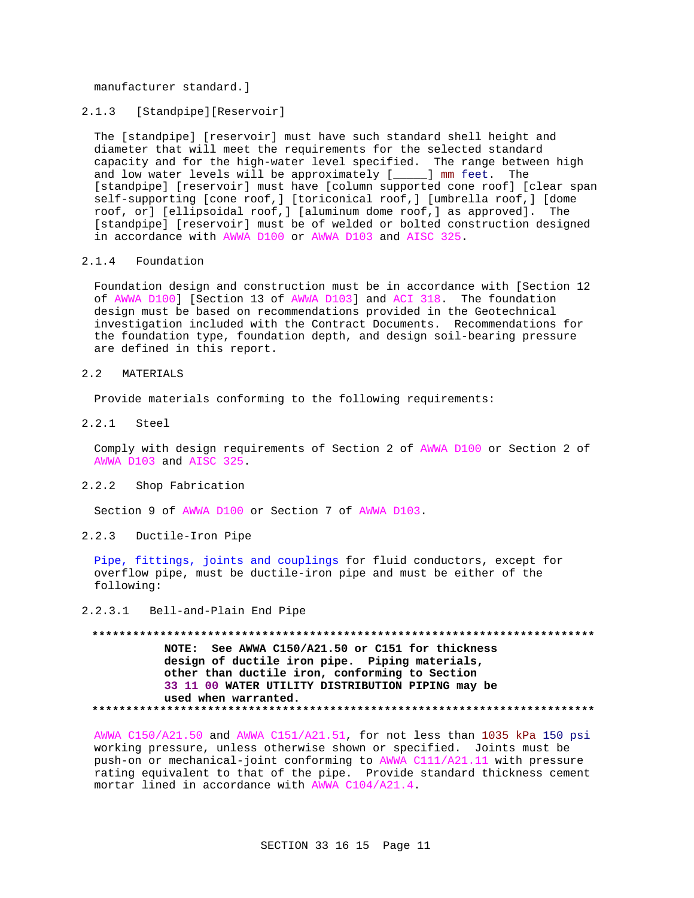manufacturer standard.]

### 2.1.3 [Standpipe][Reservoir]

The [standpipe] [reservoir] must have such standard shell height and diameter that will meet the requirements for the selected standard capacity and for the high-water level specified. The range between high and low water levels will be approximately [_____] mm feet. The [standpipe] [reservoir] must have [column supported cone roof] [clear span self-supporting [cone roof,] [toriconical roof,] [umbrella roof,] [dome roof, or] [ellipsoidal roof,] [aluminum dome roof,] as approved]. The [standpipe] [reservoir] must be of welded or bolted construction designed in accordance with AWWA D100 or AWWA D103 and AISC 325.

### 2.1.4 Foundation

Foundation design and construction must be in accordance with [Section 12 of AWWA D100] [Section 13 of AWWA D103] and ACI 318. The foundation design must be based on recommendations provided in the Geotechnical investigation included with the Contract Documents. Recommendations for the foundation type, foundation depth, and design soil-bearing pressure are defined in this report.

## 2.2 MATERIALS

Provide materials conforming to the following requirements:

### 2.2.1 Steel

Comply with design requirements of Section 2 of AWWA D100 or Section 2 of AWWA D103 and AISC 325.

### 2.2.2 Shop Fabrication

Section 9 of AWWA D100 or Section 7 of AWWA D103.

### 2.2.3 Ductile-Iron Pipe

Pipe, fittings, joints and couplings for fluid conductors, except for overflow pipe, must be ductile-iron pipe and must be either of the following:

#### 2.2.3.1 Bell-and-Plain End Pipe

**************************************************************************

**NOTE: See AWWA C150/A21.50 or C151 for thickness design of ductile iron pipe. Piping materials, other than ductile iron, conforming to Section 33 11 00 WATER UTILITY DISTRIBUTION PIPING may be used when warranted.**

**************************************************************************

AWWA C150/A21.50 and AWWA C151/A21.51, for not less than 1035 kPa 150 psi working pressure, unless otherwise shown or specified. Joints must be push-on or mechanical-joint conforming to AWWA C111/A21.11 with pressure rating equivalent to that of the pipe. Provide standard thickness cement mortar lined in accordance with AWWA C104/A21.4.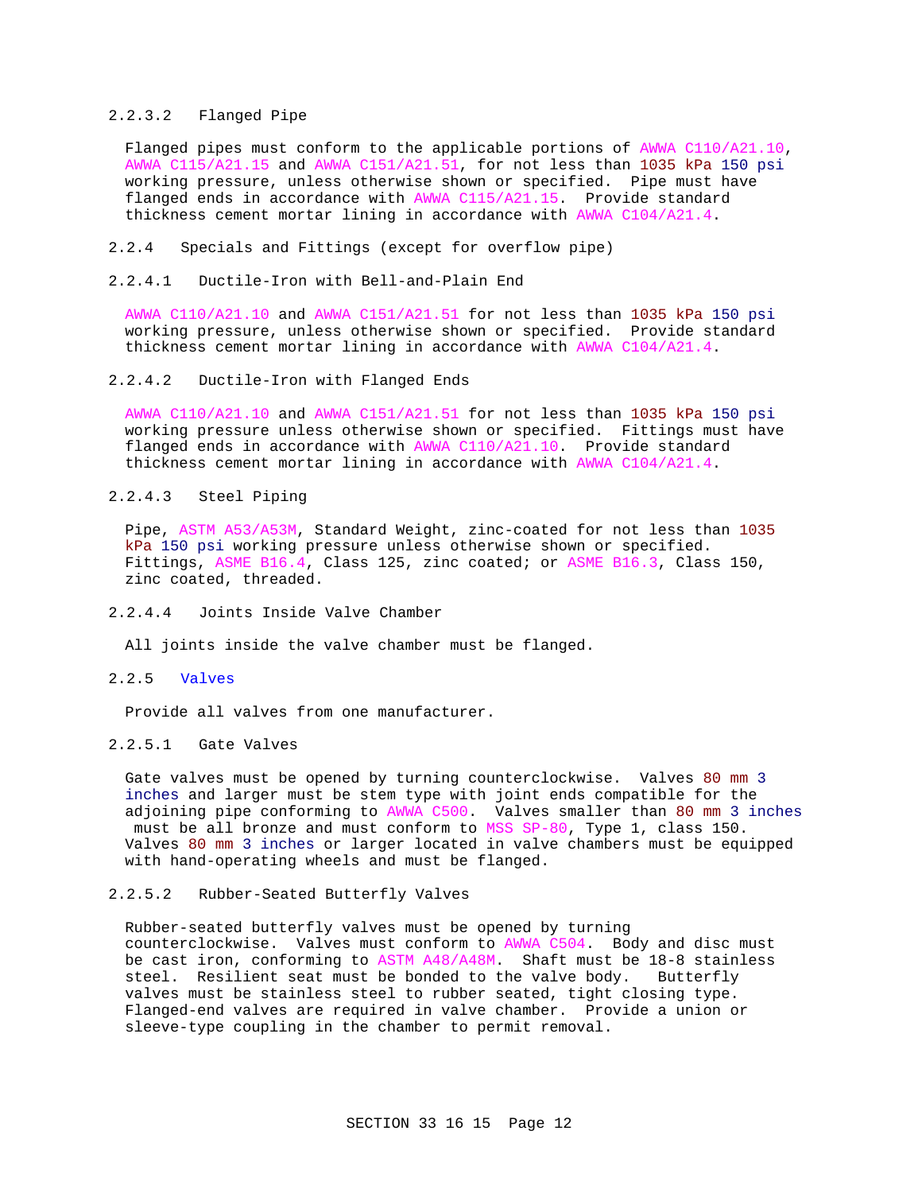#### 2.2.3.2 Flanged Pipe

Flanged pipes must conform to the applicable portions of AWWA C110/A21.10, AWWA C115/A21.15 and AWWA C151/A21.51, for not less than 1035 kPa 150 psi working pressure, unless otherwise shown or specified. Pipe must have flanged ends in accordance with AWWA C115/A21.15. Provide standard thickness cement mortar lining in accordance with AWWA C104/A21.4.

### 2.2.4 Specials and Fittings (except for overflow pipe)

#### 2.2.4.1 Ductile-Iron with Bell-and-Plain End

AWWA C110/A21.10 and AWWA C151/A21.51 for not less than 1035 kPa 150 psi working pressure, unless otherwise shown or specified. Provide standard thickness cement mortar lining in accordance with AWWA C104/A21.4.

#### 2.2.4.2 Ductile-Iron with Flanged Ends

AWWA C110/A21.10 and AWWA C151/A21.51 for not less than 1035 kPa 150 psi working pressure unless otherwise shown or specified. Fittings must have flanged ends in accordance with AWWA C110/A21.10. Provide standard thickness cement mortar lining in accordance with AWWA C104/A21.4.

#### 2.2.4.3 Steel Piping

Pipe, ASTM A53/A53M, Standard Weight, zinc-coated for not less than 1035 kPa 150 psi working pressure unless otherwise shown or specified. Fittings, ASME B16.4, Class 125, zinc coated; or ASME B16.3, Class 150, zinc coated, threaded.

#### 2.2.4.4 Joints Inside Valve Chamber

All joints inside the valve chamber must be flanged.

### 2.2.5 Valves

Provide all valves from one manufacturer.

#### 2.2.5.1 Gate Valves

Gate valves must be opened by turning counterclockwise. Valves 80 mm 3 inches and larger must be stem type with joint ends compatible for the adjoining pipe conforming to AWWA C500. Valves smaller than 80 mm 3 inches must be all bronze and must conform to MSS SP-80, Type 1, class 150. Valves 80 mm 3 inches or larger located in valve chambers must be equipped with hand-operating wheels and must be flanged.

#### 2.2.5.2 Rubber-Seated Butterfly Valves

Rubber-seated butterfly valves must be opened by turning counterclockwise. Valves must conform to AWWA C504. Body and disc must be cast iron, conforming to ASTM A48/A48M. Shaft must be 18-8 stainless steel. Resilient seat must be bonded to the valve body. Butterfly valves must be stainless steel to rubber seated, tight closing type. Flanged-end valves are required in valve chamber. Provide a union or sleeve-type coupling in the chamber to permit removal.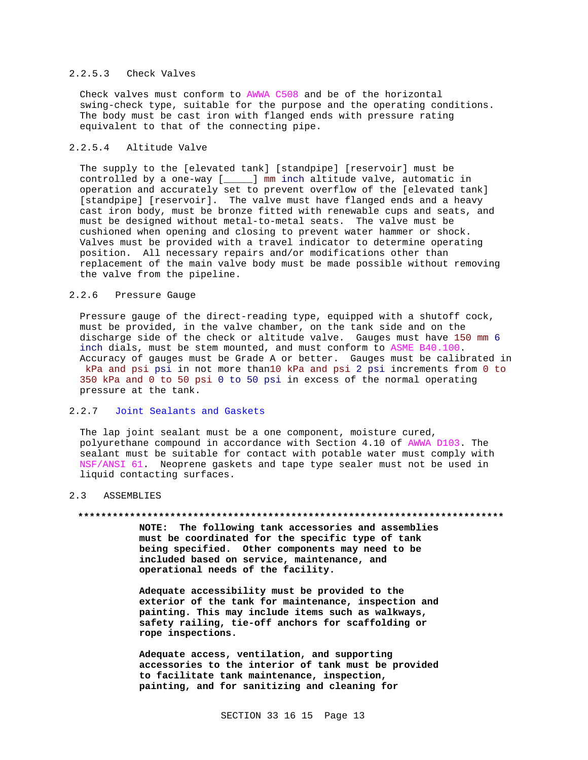#### 2.2.5.3 Check Valves

Check valves must conform to AWWA C508 and be of the horizontal swing-check type, suitable for the purpose and the operating conditions. The body must be cast iron with flanged ends with pressure rating equivalent to that of the connecting pipe.

#### 2.2.5.4 Altitude Valve

The supply to the [elevated tank] [standpipe] [reservoir] must be controlled by a one-way [_____] mm inch altitude valve, automatic in operation and accurately set to prevent overflow of the [elevated tank] [standpipe] [reservoir]. The valve must have flanged ends and a heavy cast iron body, must be bronze fitted with renewable cups and seats, and must be designed without metal-to-metal seats. The valve must be cushioned when opening and closing to prevent water hammer or shock. Valves must be provided with a travel indicator to determine operating position. All necessary repairs and/or modifications other than replacement of the main valve body must be made possible without removing the valve from the pipeline.

### 2.2.6 Pressure Gauge

Pressure gauge of the direct-reading type, equipped with a shutoff cock, must be provided, in the valve chamber, on the tank side and on the discharge side of the check or altitude valve. Gauges must have 150 mm 6 inch dials, must be stem mounted, and must conform to ASME B40.100. Accuracy of gauges must be Grade A or better. Gauges must be calibrated in kPa and psi psi in not more than10 kPa and psi 2 psi increments from 0 to 350 kPa and 0 to 50 psi 0 to 50 psi in excess of the normal operating pressure at the tank.

### 2.2.7 Joint Sealants and Gaskets

The lap joint sealant must be a one component, moisture cured, polyurethane compound in accordance with Section 4.10 of AWWA D103. The sealant must be suitable for contact with potable water must comply with NSF/ANSI 61. Neoprene gaskets and tape type sealer must not be used in liquid contacting surfaces.

## 2.3 ASSEMBLIES

**************************************************************************

**NOTE: The following tank accessories and assemblies must be coordinated for the specific type of tank being specified. Other components may need to be included based on service, maintenance, and operational needs of the facility.**

**Adequate accessibility must be provided to the exterior of the tank for maintenance, inspection and painting. This may include items such as walkways, safety railing, tie-off anchors for scaffolding or rope inspections.**

**Adequate access, ventilation, and supporting accessories to the interior of tank must be provided to facilitate tank maintenance, inspection, painting, and for sanitizing and cleaning for**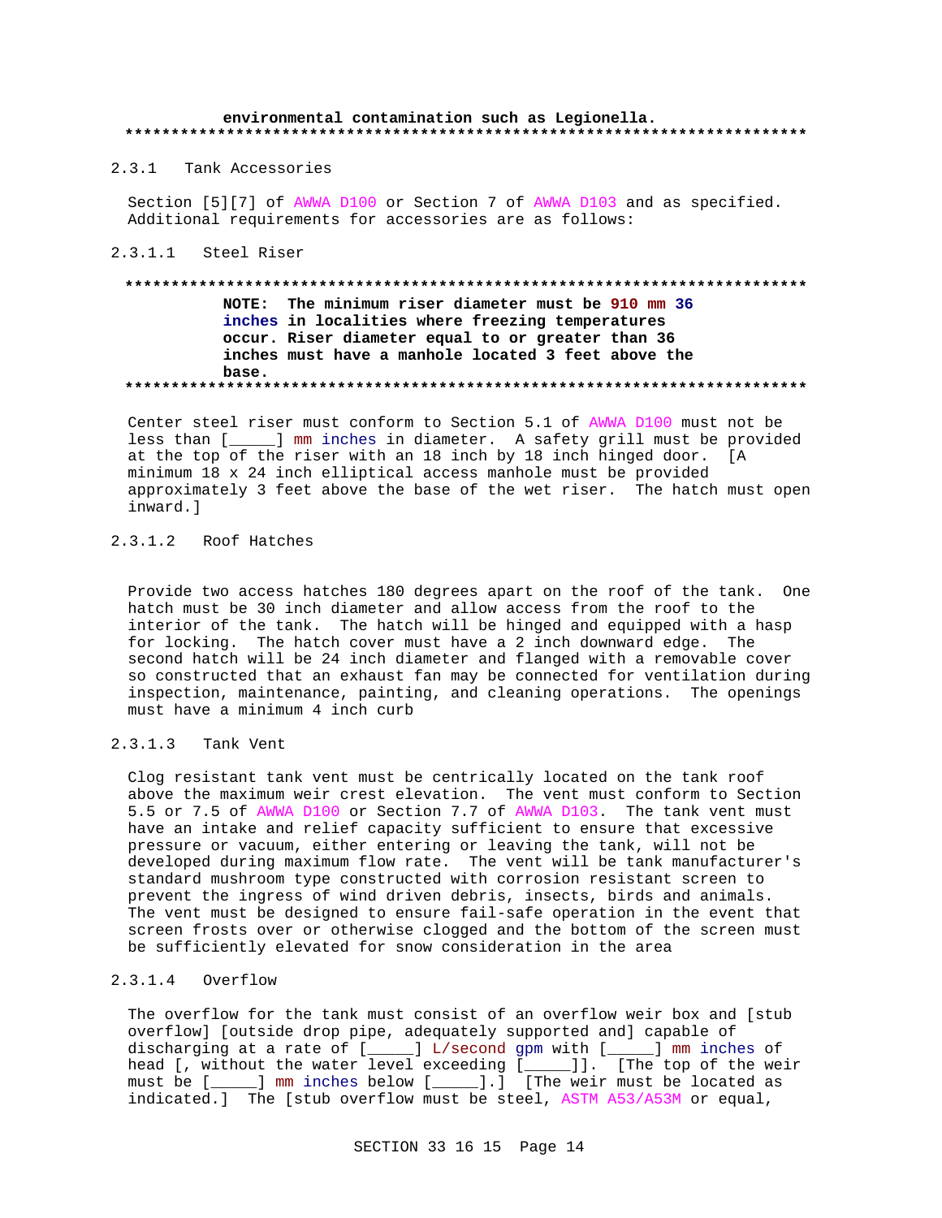environmental contamination such as Legionella.
**************************************************************************

### 2.3.1 Tank Accessories

Section [5][7] of AWWA D100 or Section 7 of AWWA D103 and as specified. Additional requirements for accessories are as follows:

#### 2.3.1.1 Steel Riser

**************************************************************************

**NOTE: The minimum riser diameter must be 910 mm 36 inches in localities where freezing temperatures occur. Riser diameter equal to or greater than 36 inches must have a manhole located 3 feet above the base.**

**************************************************************************

Center steel riser must conform to Section 5.1 of AWWA D100 must not be less than [_____] mm inches in diameter. A safety grill must be provided at the top of the riser with an 18 inch by 18 inch hinged door. [A minimum 18 x 24 inch elliptical access manhole must be provided approximately 3 feet above the base of the wet riser. The hatch must open inward.]

#### 2.3.1.2 Roof Hatches

Provide two access hatches 180 degrees apart on the roof of the tank. One hatch must be 30 inch diameter and allow access from the roof to the interior of the tank. The hatch will be hinged and equipped with a hasp for locking. The hatch cover must have a 2 inch downward edge. The second hatch will be 24 inch diameter and flanged with a removable cover so constructed that an exhaust fan may be connected for ventilation during inspection, maintenance, painting, and cleaning operations. The openings must have a minimum 4 inch curb

#### 2.3.1.3 Tank Vent

Clog resistant tank vent must be centrically located on the tank roof above the maximum weir crest elevation. The vent must conform to Section 5.5 or 7.5 of AWWA D100 or Section 7.7 of AWWA D103. The tank vent must have an intake and relief capacity sufficient to ensure that excessive pressure or vacuum, either entering or leaving the tank, will not be developed during maximum flow rate. The vent will be tank manufacturer's standard mushroom type constructed with corrosion resistant screen to prevent the ingress of wind driven debris, insects, birds and animals. The vent must be designed to ensure fail-safe operation in the event that screen frosts over or otherwise clogged and the bottom of the screen must be sufficiently elevated for snow consideration in the area

#### 2.3.1.4 Overflow

The overflow for the tank must consist of an overflow weir box and [stub overflow] [outside drop pipe, adequately supported and] capable of discharging at a rate of [_____] L/second gpm with [_____] mm inches of head [, without the water level exceeding [_____]]. [The top of the weir must be [_____] mm inches below [_____].] [The weir must be located as indicated.] The [stub overflow must be steel, ASTM A53/A53M or equal,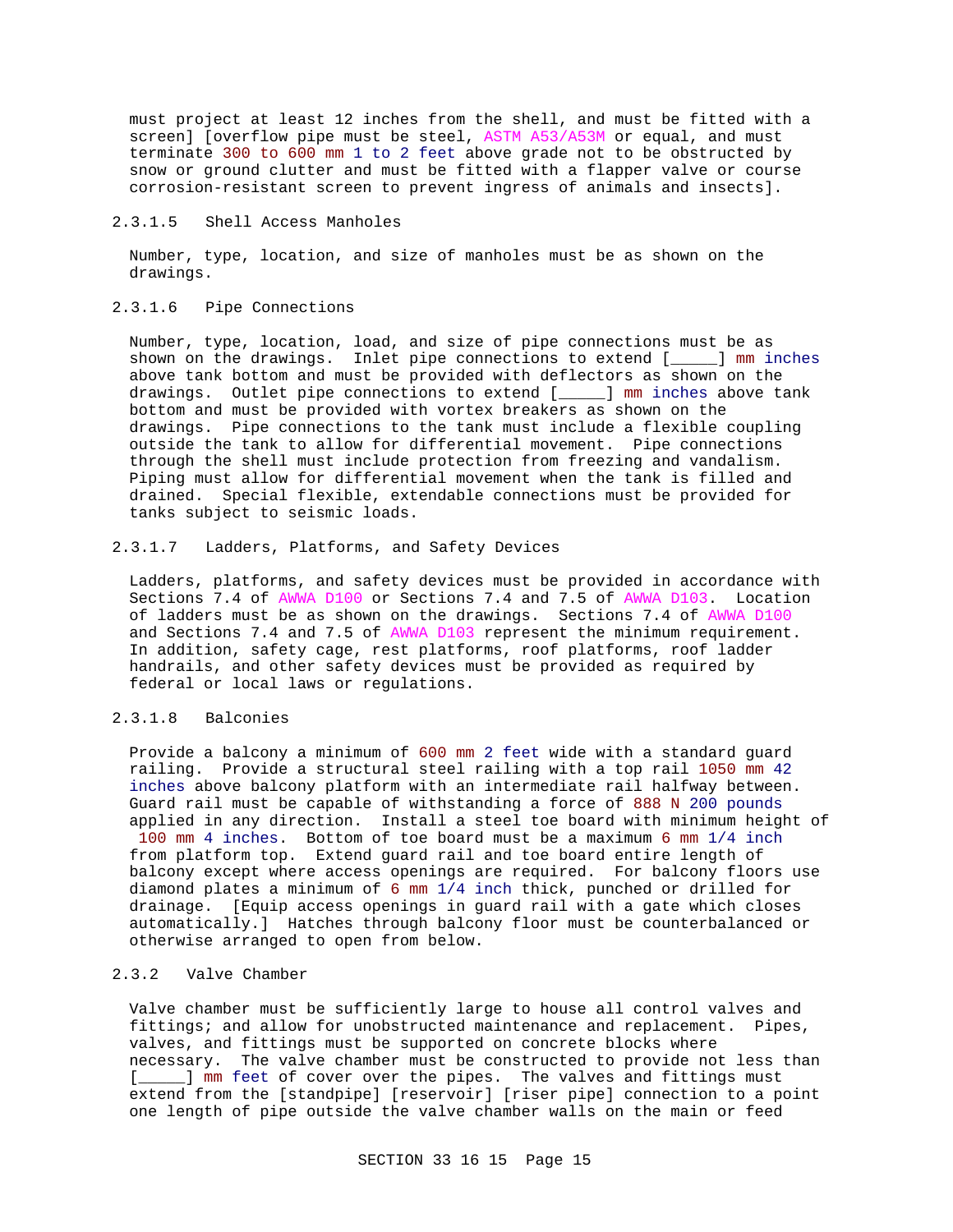must project at least 12 inches from the shell, and must be fitted with a screen] [overflow pipe must be steel, ASTM A53/A53M or equal, and must terminate 300 to 600 mm 1 to 2 feet above grade not to be obstructed by snow or ground clutter and must be fitted with a flapper valve or course corrosion-resistant screen to prevent ingress of animals and insects].

#### 2.3.1.5 Shell Access Manholes

Number, type, location, and size of manholes must be as shown on the drawings.

#### 2.3.1.6 Pipe Connections

Number, type, location, load, and size of pipe connections must be as shown on the drawings. Inlet pipe connections to extend [_____] mm inches above tank bottom and must be provided with deflectors as shown on the drawings. Outlet pipe connections to extend [_____] mm inches above tank bottom and must be provided with vortex breakers as shown on the drawings. Pipe connections to the tank must include a flexible coupling outside the tank to allow for differential movement. Pipe connections through the shell must include protection from freezing and vandalism. Piping must allow for differential movement when the tank is filled and drained. Special flexible, extendable connections must be provided for tanks subject to seismic loads.

#### 2.3.1.7 Ladders, Platforms, and Safety Devices

Ladders, platforms, and safety devices must be provided in accordance with Sections 7.4 of AWWA D100 or Sections 7.4 and 7.5 of AWWA D103. Location of ladders must be as shown on the drawings. Sections 7.4 of AWWA D100 and Sections 7.4 and 7.5 of AWWA D103 represent the minimum requirement. In addition, safety cage, rest platforms, roof platforms, roof ladder handrails, and other safety devices must be provided as required by federal or local laws or regulations.

#### 2.3.1.8 Balconies

Provide a balcony a minimum of 600 mm 2 feet wide with a standard guard railing. Provide a structural steel railing with a top rail 1050 mm 42 inches above balcony platform with an intermediate rail halfway between. Guard rail must be capable of withstanding a force of 888 N 200 pounds applied in any direction. Install a steel toe board with minimum height of 100 mm 4 inches. Bottom of toe board must be a maximum 6 mm 1/4 inch from platform top. Extend guard rail and toe board entire length of balcony except where access openings are required. For balcony floors use diamond plates a minimum of 6 mm 1/4 inch thick, punched or drilled for drainage. [Equip access openings in guard rail with a gate which closes automatically.] Hatches through balcony floor must be counterbalanced or otherwise arranged to open from below.

### 2.3.2 Valve Chamber

Valve chamber must be sufficiently large to house all control valves and fittings; and allow for unobstructed maintenance and replacement. Pipes, valves, and fittings must be supported on concrete blocks where necessary. The valve chamber must be constructed to provide not less than [_____] mm feet of cover over the pipes. The valves and fittings must extend from the [standpipe] [reservoir] [riser pipe] connection to a point one length of pipe outside the valve chamber walls on the main or feed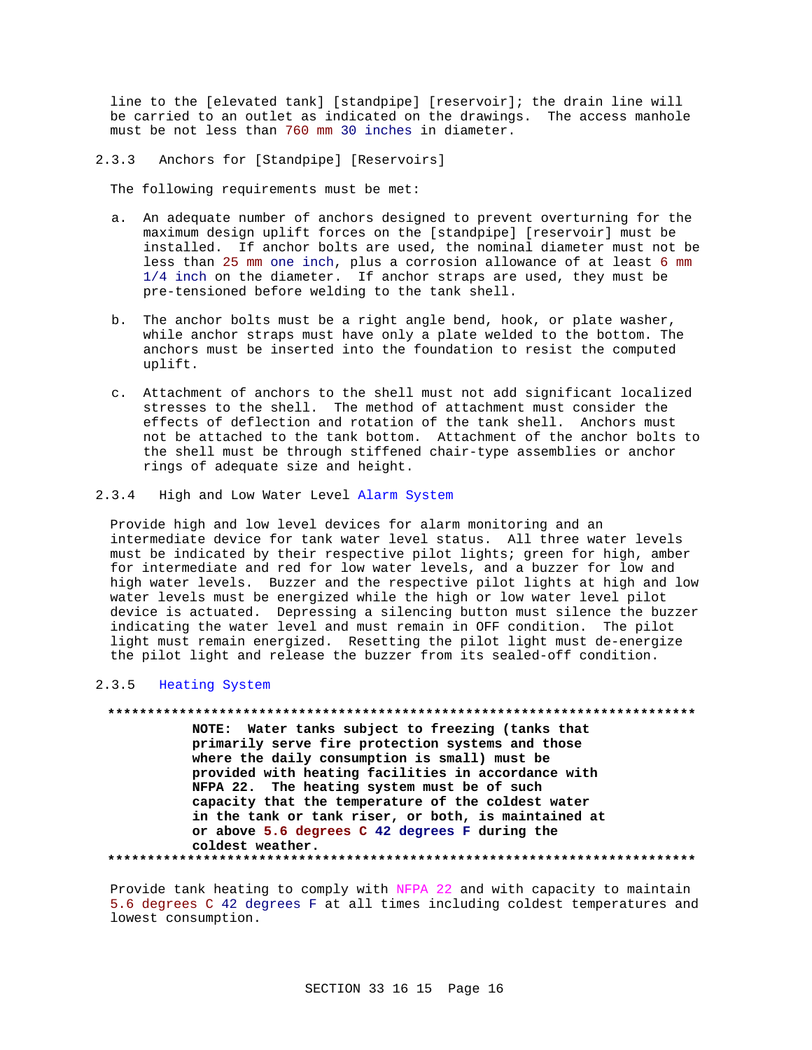line to the [elevated tank] [standpipe] [reservoir]; the drain line will be carried to an outlet as indicated on the drawings. The access manhole must be not less than 760 mm 30 inches in diameter.

### 2.3.3 Anchors for [Standpipe] [Reservoirs]

The following requirements must be met:

a. An adequate number of anchors designed to prevent overturning for the maximum design uplift forces on the [standpipe] [reservoir] must be installed. If anchor bolts are used, the nominal diameter must not be less than 25 mm one inch, plus a corrosion allowance of at least 6 mm 1/4 inch on the diameter. If anchor straps are used, they must be pre-tensioned before welding to the tank shell.

b. The anchor bolts must be a right angle bend, hook, or plate washer, while anchor straps must have only a plate welded to the bottom. The anchors must be inserted into the foundation to resist the computed uplift.

c. Attachment of anchors to the shell must not add significant localized stresses to the shell. The method of attachment must consider the effects of deflection and rotation of the tank shell. Anchors must not be attached to the tank bottom. Attachment of the anchor bolts to the shell must be through stiffened chair-type assemblies or anchor rings of adequate size and height.

### 2.3.4 High and Low Water Level Alarm System

Provide high and low level devices for alarm monitoring and an intermediate device for tank water level status. All three water levels must be indicated by their respective pilot lights; green for high, amber for intermediate and red for low water levels, and a buzzer for low and high water levels. Buzzer and the respective pilot lights at high and low water levels must be energized while the high or low water level pilot device is actuated. Depressing a silencing button must silence the buzzer indicating the water level and must remain in OFF condition. The pilot light must remain energized. Resetting the pilot light must de-energize the pilot light and release the buzzer from its sealed-off condition.

### 2.3.5 Heating System

**************************************************************************

**NOTE: Water tanks subject to freezing (tanks that primarily serve fire protection systems and those where the daily consumption is small) must be provided with heating facilities in accordance with NFPA 22. The heating system must be of such capacity that the temperature of the coldest water in the tank or tank riser, or both, is maintained at or above 5.6 degrees C 42 degrees F during the coldest weather.**

**************************************************************************

Provide tank heating to comply with NFPA 22 and with capacity to maintain 5.6 degrees C 42 degrees F at all times including coldest temperatures and lowest consumption.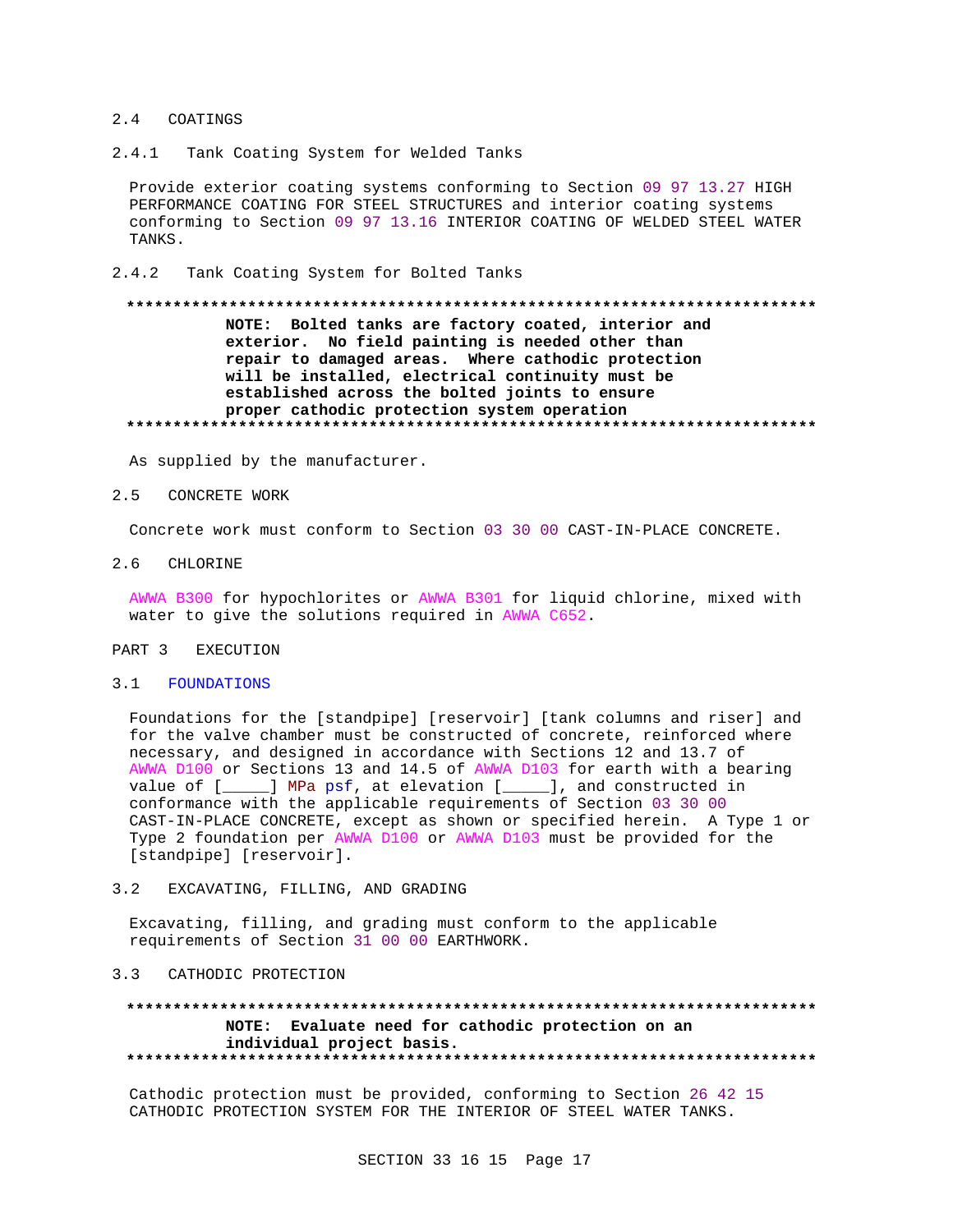## 2.4 COATINGS

### 2.4.1 Tank Coating System for Welded Tanks

Provide exterior coating systems conforming to Section 09 97 13.27 HIGH PERFORMANCE COATING FOR STEEL STRUCTURES and interior coating systems conforming to Section 09 97 13.16 INTERIOR COATING OF WELDED STEEL WATER TANKS.

### 2.4.2 Tank Coating System for Bolted Tanks

**************************************************************************

**NOTE: Bolted tanks are factory coated, interior and exterior. No field painting is needed other than repair to damaged areas. Where cathodic protection will be installed, electrical continuity must be established across the bolted joints to ensure proper cathodic protection system operation**

**************************************************************************

As supplied by the manufacturer.

## 2.5 CONCRETE WORK

Concrete work must conform to Section 03 30 00 CAST-IN-PLACE CONCRETE.

## 2.6 CHLORINE

AWWA B300 for hypochlorites or AWWA B301 for liquid chlorine, mixed with water to give the solutions required in AWWA C652.

# PART 3 EXECUTION

## 3.1 FOUNDATIONS

Foundations for the [standpipe] [reservoir] [tank columns and riser] and for the valve chamber must be constructed of concrete, reinforced where necessary, and designed in accordance with Sections 12 and 13.7 of AWWA D100 or Sections 13 and 14.5 of AWWA D103 for earth with a bearing value of [_____] MPa psf, at elevation [_____], and constructed in conformance with the applicable requirements of Section 03 30 00 CAST-IN-PLACE CONCRETE, except as shown or specified herein. A Type 1 or Type 2 foundation per AWWA D100 or AWWA D103 must be provided for the [standpipe] [reservoir].

## 3.2 EXCAVATING, FILLING, AND GRADING

Excavating, filling, and grading must conform to the applicable requirements of Section 31 00 00 EARTHWORK.

## 3.3 CATHODIC PROTECTION

**************************************************************************

**NOTE: Evaluate need for cathodic protection on an individual project basis.**

**************************************************************************

Cathodic protection must be provided, conforming to Section 26 42 15 CATHODIC PROTECTION SYSTEM FOR THE INTERIOR OF STEEL WATER TANKS.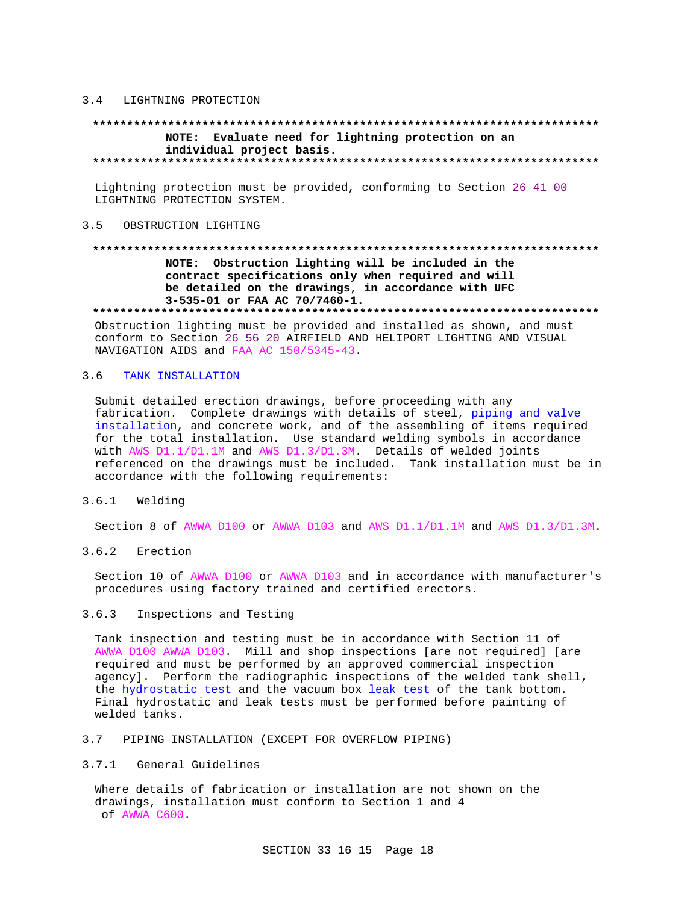## 3.4 LIGHTNING PROTECTION

**************************************************************************
**NOTE: Evaluate need for lightning protection on an individual project basis.**
**************************************************************************

Lightning protection must be provided, conforming to Section 26 41 00 LIGHTNING PROTECTION SYSTEM.

## 3.5 OBSTRUCTION LIGHTING

**************************************************************************
**NOTE: Obstruction lighting will be included in the contract specifications only when required and will be detailed on the drawings, in accordance with UFC 3-535-01 or FAA AC 70/7460-1.**
**************************************************************************

Obstruction lighting must be provided and installed as shown, and must conform to Section 26 56 20 AIRFIELD AND HELIPORT LIGHTING AND VISUAL NAVIGATION AIDS and FAA AC 150/5345-43.

## 3.6 TANK INSTALLATION

Submit detailed erection drawings, before proceeding with any fabrication. Complete drawings with details of steel, piping and valve installation, and concrete work, and of the assembling of items required for the total installation. Use standard welding symbols in accordance with AWS D1.1/D1.1M and AWS D1.3/D1.3M. Details of welded joints referenced on the drawings must be included. Tank installation must be in accordance with the following requirements:

### 3.6.1 Welding

Section 8 of AWWA D100 or AWWA D103 and AWS D1.1/D1.1M and AWS D1.3/D1.3M.

### 3.6.2 Erection

Section 10 of AWWA D100 or AWWA D103 and in accordance with manufacturer's procedures using factory trained and certified erectors.

### 3.6.3 Inspections and Testing

Tank inspection and testing must be in accordance with Section 11 of AWWA D100 AWWA D103. Mill and shop inspections [are not required] [are required and must be performed by an approved commercial inspection agency]. Perform the radiographic inspections of the welded tank shell, the hydrostatic test and the vacuum box leak test of the tank bottom. Final hydrostatic and leak tests must be performed before painting of welded tanks.

## 3.7 PIPING INSTALLATION (EXCEPT FOR OVERFLOW PIPING)

### 3.7.1 General Guidelines

Where details of fabrication or installation are not shown on the drawings, installation must conform to Section 1 and 4 of AWWA C600.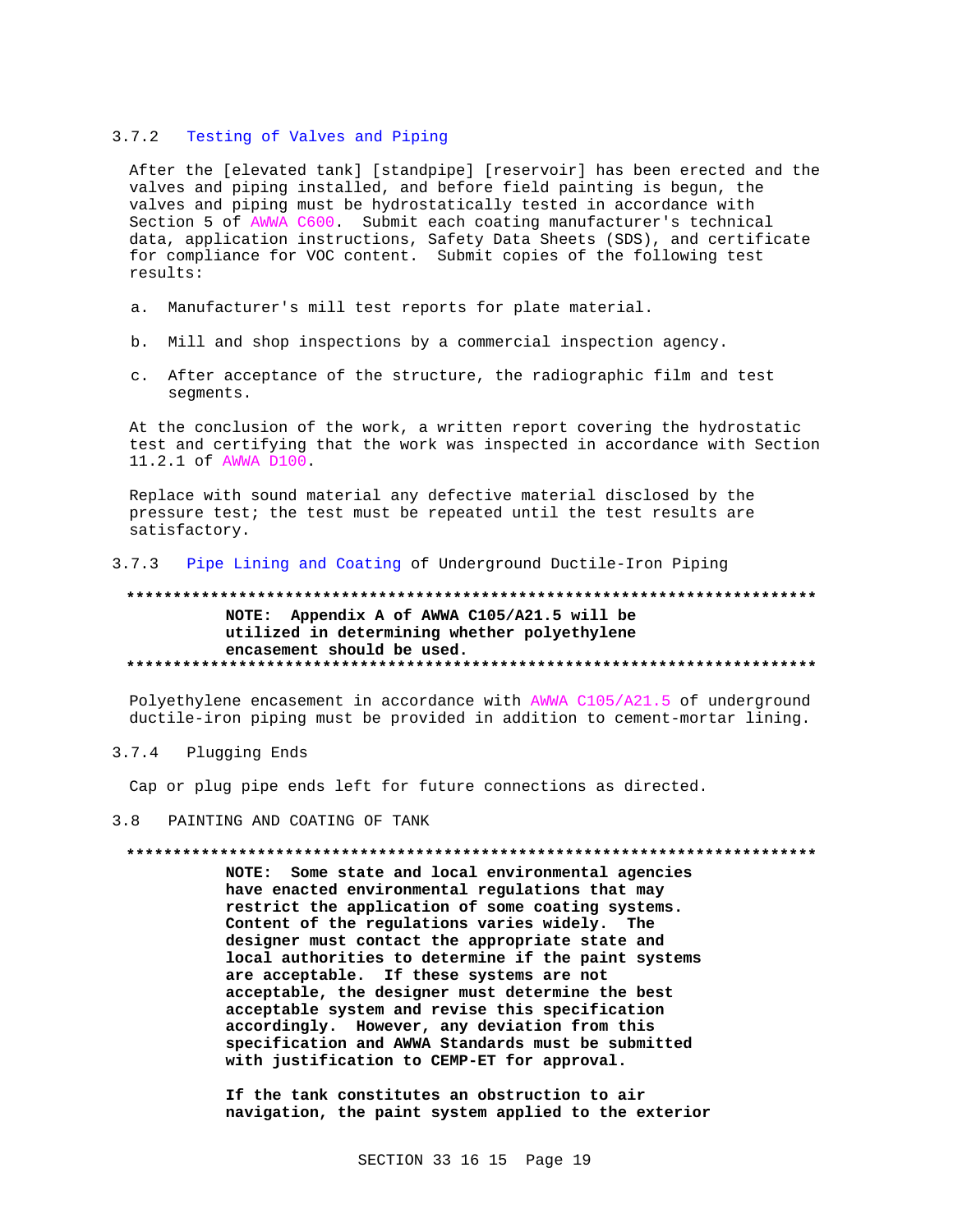#### 3.7.2 Testing of Valves and Piping

After the [elevated tank] [standpipe] [reservoir] has been erected and the valves and piping installed, and before field painting is begun, the valves and piping must be hydrostatically tested in accordance with Section 5 of AWWA C600. Submit each coating manufacturer's technical data, application instructions, Safety Data Sheets (SDS), and certificate for compliance for VOC content. Submit copies of the following test results:

a. Manufacturer's mill test reports for plate material.

b. Mill and shop inspections by a commercial inspection agency.

c. After acceptance of the structure, the radiographic film and test segments.

At the conclusion of the work, a written report covering the hydrostatic test and certifying that the work was inspected in accordance with Section 11.2.1 of AWWA D100.

Replace with sound material any defective material disclosed by the pressure test; the test must be repeated until the test results are satisfactory.

#### 3.7.3 Pipe Lining and Coating of Underground Ductile-Iron Piping

**************************************************************************

**NOTE: Appendix A of AWWA C105/A21.5 will be utilized in determining whether polyethylene encasement should be used.**

**************************************************************************

Polyethylene encasement in accordance with AWWA C105/A21.5 of underground ductile-iron piping must be provided in addition to cement-mortar lining.

#### 3.7.4 Plugging Ends

Cap or plug pipe ends left for future connections as directed.

### 3.8 PAINTING AND COATING OF TANK

**************************************************************************

**NOTE: Some state and local environmental agencies have enacted environmental regulations that may restrict the application of some coating systems. Content of the regulations varies widely. The designer must contact the appropriate state and local authorities to determine if the paint systems are acceptable. If these systems are not acceptable, the designer must determine the best acceptable system and revise this specification accordingly. However, any deviation from this specification and AWWA Standards must be submitted with justification to CEMP-ET for approval.**

**If the tank constitutes an obstruction to air navigation, the paint system applied to the exterior**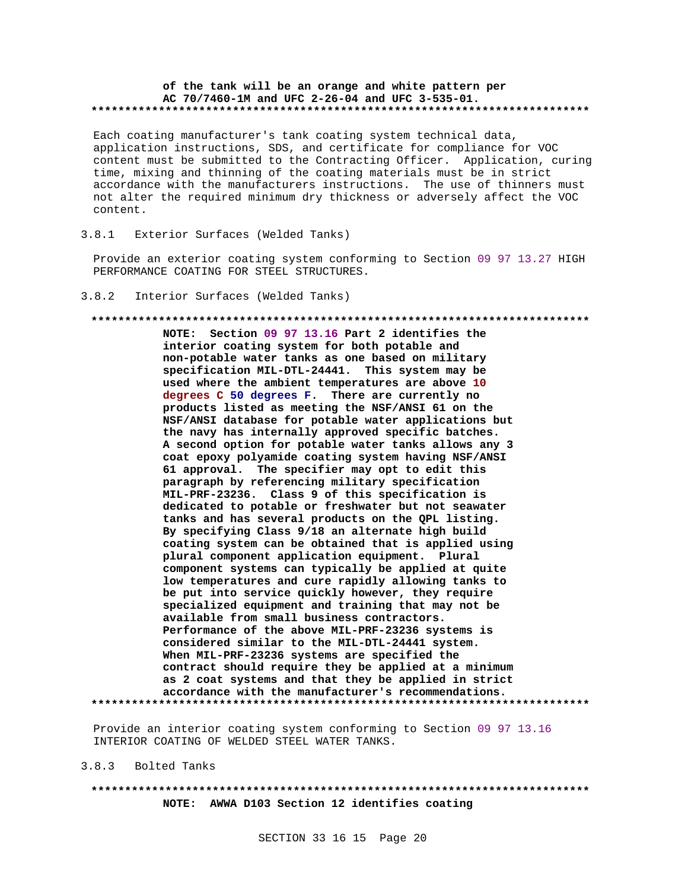**of the tank will be an orange and white pattern per AC 70/7460-1M and UFC 2-26-04 and UFC 3-535-01.**

**************************************************************************

Each coating manufacturer's tank coating system technical data, application instructions, SDS, and certificate for compliance for VOC content must be submitted to the Contracting Officer. Application, curing time, mixing and thinning of the coating materials must be in strict accordance with the manufacturers instructions. The use of thinners must not alter the required minimum dry thickness or adversely affect the VOC content.

### 3.8.1 Exterior Surfaces (Welded Tanks)

Provide an exterior coating system conforming to Section 09 97 13.27 HIGH PERFORMANCE COATING FOR STEEL STRUCTURES.

### 3.8.2 Interior Surfaces (Welded Tanks)

**************************************************************************

**NOTE: Section 09 97 13.16 Part 2 identifies the interior coating system for both potable and non-potable water tanks as one based on military specification MIL-DTL-24441. This system may be used where the ambient temperatures are above 10 degrees C 50 degrees F. There are currently no products listed as meeting the NSF/ANSI 61 on the NSF/ANSI database for potable water applications but the navy has internally approved specific batches. A second option for potable water tanks allows any 3 coat epoxy polyamide coating system having NSF/ANSI 61 approval. The specifier may opt to edit this paragraph by referencing military specification MIL-PRF-23236. Class 9 of this specification is dedicated to potable or freshwater but not seawater tanks and has several products on the QPL listing. By specifying Class 9/18 an alternate high build coating system can be obtained that is applied using plural component application equipment. Plural component systems can typically be applied at quite low temperatures and cure rapidly allowing tanks to be put into service quickly however, they require specialized equipment and training that may not be available from small business contractors. Performance of the above MIL-PRF-23236 systems is considered similar to the MIL-DTL-24441 system. When MIL-PRF-23236 systems are specified the contract should require they be applied at a minimum as 2 coat systems and that they be applied in strict accordance with the manufacturer's recommendations.**

**************************************************************************

Provide an interior coating system conforming to Section 09 97 13.16 INTERIOR COATING OF WELDED STEEL WATER TANKS.

### 3.8.3 Bolted Tanks

**************************************************************************

**NOTE: AWWA D103 Section 12 identifies coating**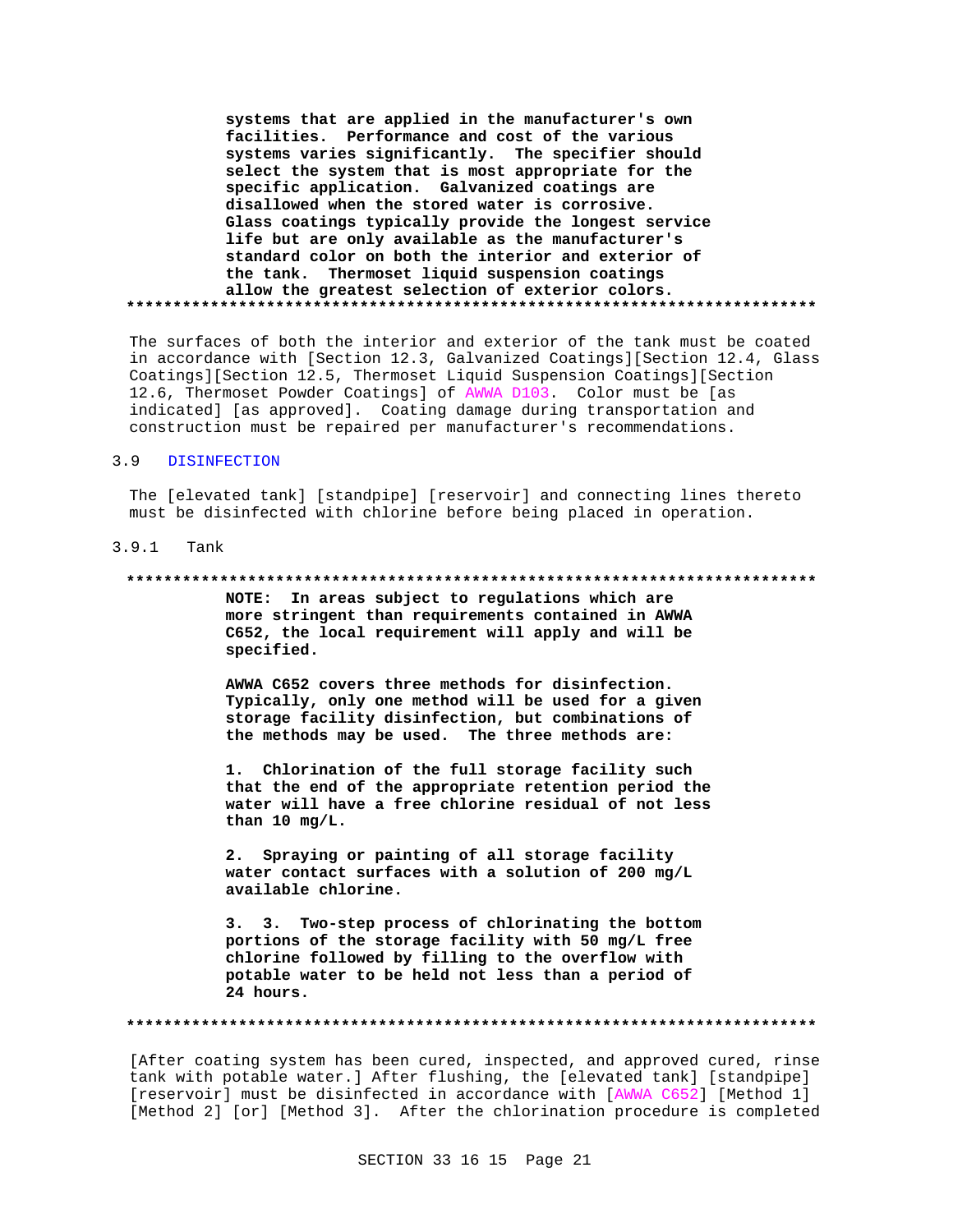systems that are applied in the manufacturer's own facilities. Performance and cost of the various systems varies significantly. The specifier should select the system that is most appropriate for the specific application. Galvanized coatings are disallowed when the stored water is corrosive. Glass coatings typically provide the longest service life but are only available as the manufacturer's standard color on both the interior and exterior of the tank. Thermoset liquid suspension coatings allow the greatest selection of exterior colors.

**************************************************************************

The surfaces of both the interior and exterior of the tank must be coated in accordance with [Section 12.3, Galvanized Coatings][Section 12.4, Glass Coatings][Section 12.5, Thermoset Liquid Suspension Coatings][Section 12.6, Thermoset Powder Coatings] of AWWA D103. Color must be [as indicated] [as approved]. Coating damage during transportation and construction must be repaired per manufacturer's recommendations.

## 3.9 DISINFECTION

The [elevated tank] [standpipe] [reservoir] and connecting lines thereto must be disinfected with chlorine before being placed in operation.

### 3.9.1 Tank

**************************************************************************

**NOTE: In areas subject to regulations which are more stringent than requirements contained in AWWA C652, the local requirement will apply and will be specified.**

**AWWA C652 covers three methods for disinfection. Typically, only one method will be used for a given storage facility disinfection, but combinations of the methods may be used. The three methods are:**

**1. Chlorination of the full storage facility such that the end of the appropriate retention period the water will have a free chlorine residual of not less than 10 mg/L.**

**2. Spraying or painting of all storage facility water contact surfaces with a solution of 200 mg/L available chlorine.**

**3. 3. Two-step process of chlorinating the bottom portions of the storage facility with 50 mg/L free chlorine followed by filling to the overflow with potable water to be held not less than a period of 24 hours.**

**************************************************************************

[After coating system has been cured, inspected, and approved cured, rinse tank with potable water.] After flushing, the [elevated tank] [standpipe] [reservoir] must be disinfected in accordance with [AWWA C652] [Method 1] [Method 2] [or] [Method 3]. After the chlorination procedure is completed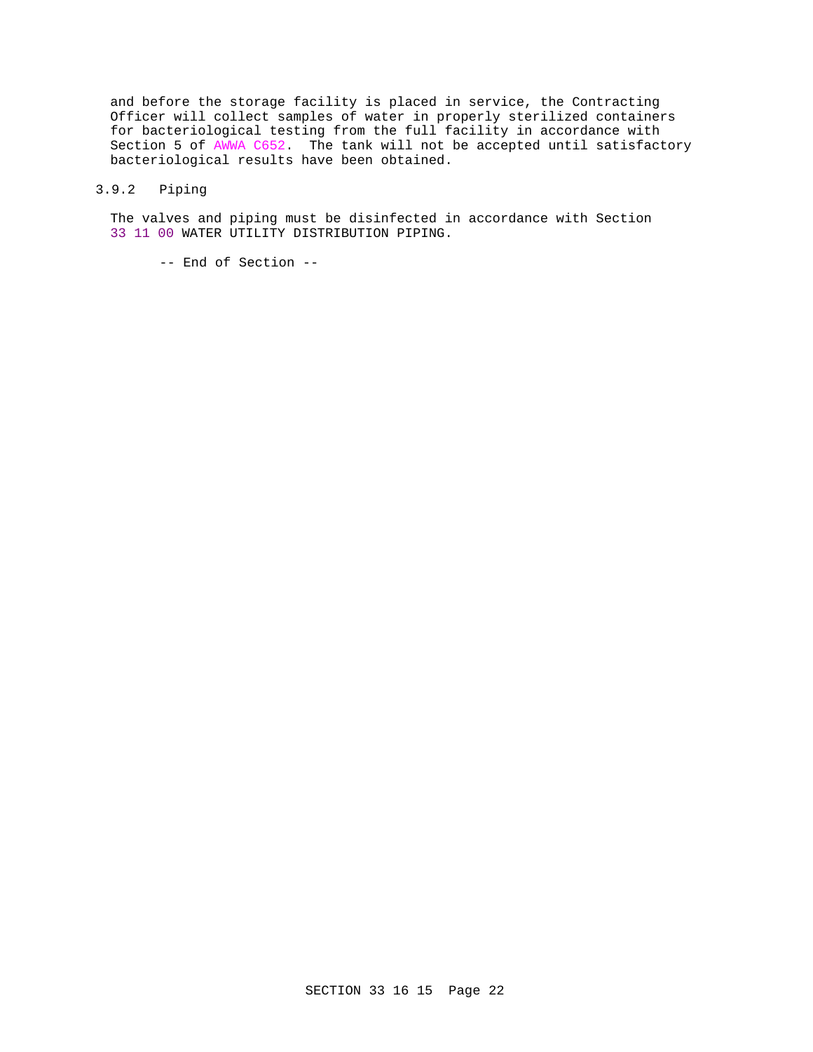and before the storage facility is placed in service, the Contracting Officer will collect samples of water in properly sterilized containers for bacteriological testing from the full facility in accordance with Section 5 of AWWA C652. The tank will not be accepted until satisfactory bacteriological results have been obtained.

### 3.9.2 Piping

The valves and piping must be disinfected in accordance with Section 33 11 00 WATER UTILITY DISTRIBUTION PIPING.

-- End of Section --